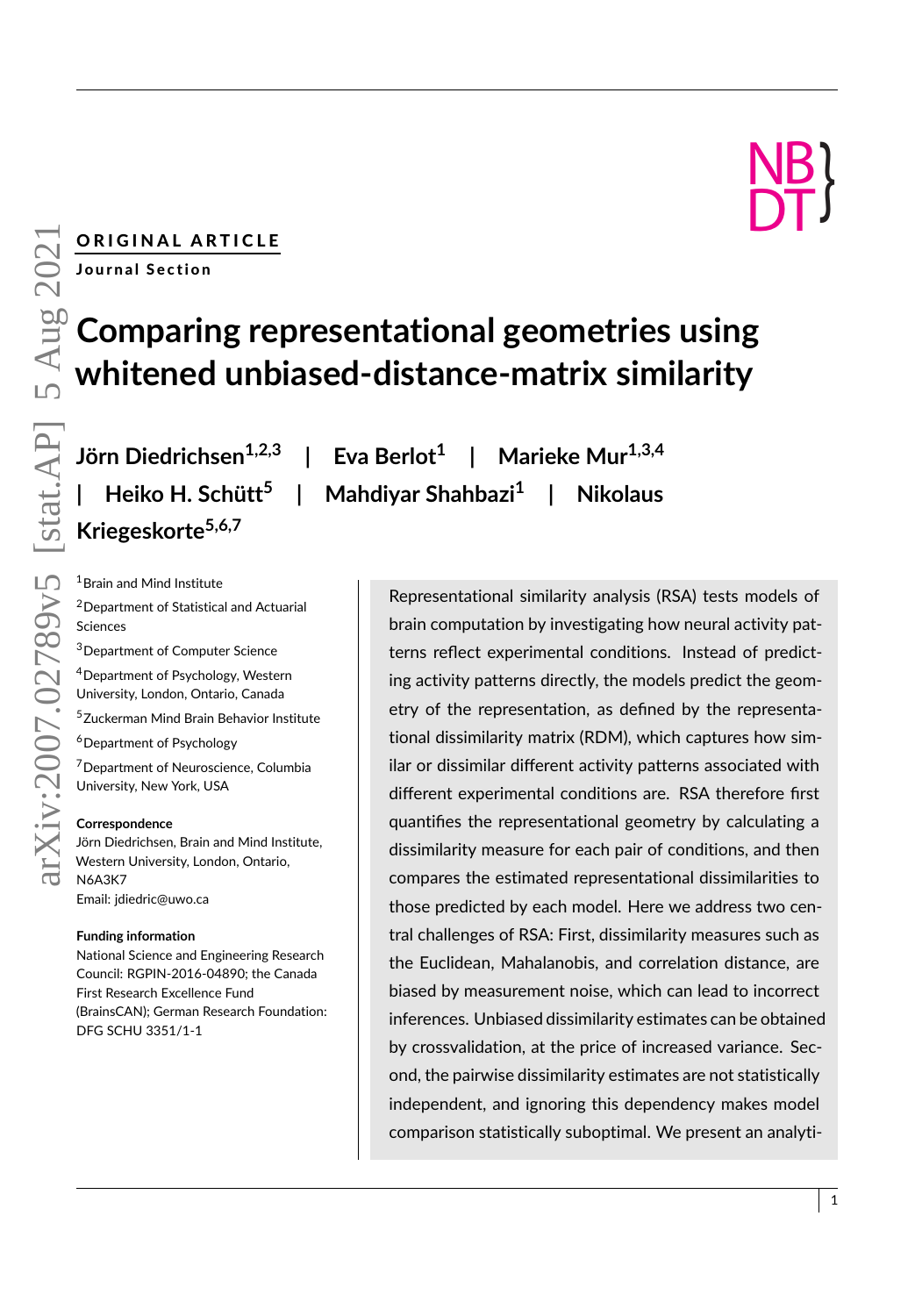ORIGINAL ARTICLE

Journal Section

# Comparing representational geometries using whitened unbiased-distance-matrix similarity

**Jörn Diedrichsen[1,2,3] | Eva Berlot[1] | Marieke Mur[1,3,4] | Heiko H. Schütt[5] | Mahdiyar Shahbazi[1] | Nikolaus Kriegeskorte[5,6,7]**

[1]Brain and Mind Institute

[2]Department of Statistical and Actuarial Sciences

[3]Department of Computer Science

[4]Department of Psychology, Western University, London, Ontario, Canada

[5]Zuckerman Mind Brain Behavior Institute

[6]Department of Psychology

[7]Department of Neuroscience, Columbia University, New York, USA

**Correspondence**

Jörn Diedrichsen, Brain and Mind Institute, Western University, London, Ontario, N6A3K7

Email: jdiedric@uwo.ca

**Funding information**

National Science and Engineering Research Council: RGPIN-2016-04890; the Canada First Research Excellence Fund (BrainsCAN); German Research Foundation: DFG SCHU 3351/1-1

Representational similarity analysis (RSA) tests models of brain computation by investigating how neural activity patterns reflect experimental conditions. Instead of predicting activity patterns directly, the models predict the geometry of the representation, as defined by the representational dissimilarity matrix (RDM), which captures how similar or dissimilar different activity patterns associated with different experimental conditions are. RSA therefore first quantifies the representational geometry by calculating a dissimilarity measure for each pair of conditions, and then compares the estimated representational dissimilarities to those predicted by each model. Here we address two central challenges of RSA: First, dissimilarity measures such as the Euclidean, Mahalanobis, and correlation distance, are biased by measurement noise, which can lead to incorrect inferences. Unbiased dissimilarity estimates can be obtained by crossvalidation, at the price of increased variance. Second, the pairwise dissimilarity estimates are not statistically independent, and ignoring this dependency makes model comparison statistically suboptimal. We present an analyti-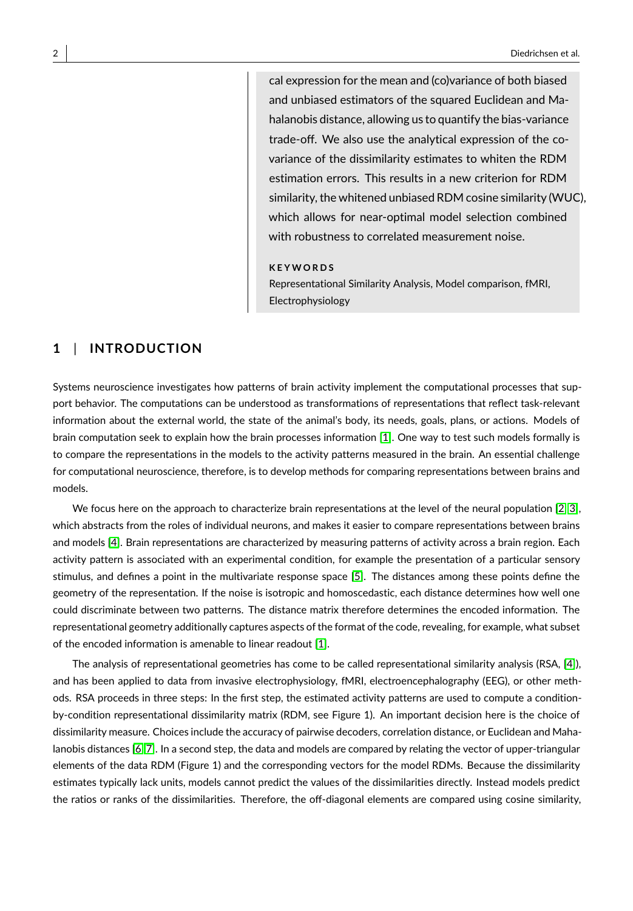cal expression for the mean and (co)variance of both biased and unbiased estimators of the squared Euclidean and Mahalanobis distance, allowing us to quantify the bias-variance trade-off. We also use the analytical expression of the covariance of the dissimilarity estimates to whiten the RDM estimation errors. This results in a new criterion for RDM similarity, the whitened unbiased RDM cosine similarity (WUC), which allows for near-optimal model selection combined with robustness to correlated measurement noise.

**KEYWORDS**

Representational Similarity Analysis, Model comparison, fMRI, Electrophysiology

## 1 | INTRODUCTION

Systems neuroscience investigates how patterns of brain activity implement the computational processes that support behavior. The computations can be understood as transformations of representations that reflect task-relevant information about the external world, the state of the animal's body, its needs, goals, plans, or actions. Models of brain computation seek to explain how the brain processes information [1]. One way to test such models formally is to compare the representations in the models to the activity patterns measured in the brain. An essential challenge for computational neuroscience, therefore, is to develop methods for comparing representations between brains and models.

We focus here on the approach to characterize brain representations at the level of the neural population [2, 3], which abstracts from the roles of individual neurons, and makes it easier to compare representations between brains and models [4]. Brain representations are characterized by measuring patterns of activity across a brain region. Each activity pattern is associated with an experimental condition, for example the presentation of a particular sensory stimulus, and defines a point in the multivariate response space [5]. The distances among these points define the geometry of the representation. If the noise is isotropic and homoscedastic, each distance determines how well one could discriminate between two patterns. The distance matrix therefore determines the encoded information. The representational geometry additionally captures aspects of the format of the code, revealing, for example, what subset of the encoded information is amenable to linear readout [1].

The analysis of representational geometries has come to be called representational similarity analysis (RSA, [4]), and has been applied to data from invasive electrophysiology, fMRI, electroencephalography (EEG), or other methods. RSA proceeds in three steps: In the first step, the estimated activity patterns are used to compute a condition-by-condition representational dissimilarity matrix (RDM, see Figure 1). An important decision here is the choice of dissimilarity measure. Choices include the accuracy of pairwise decoders, correlation distance, or Euclidean and Mahalanobis distances [6, 7]. In a second step, the data and models are compared by relating the vector of upper-triangular elements of the data RDM (Figure 1) and the corresponding vectors for the model RDMs. Because the dissimilarity estimates typically lack units, models cannot predict the values of the dissimilarities directly. Instead models predict the ratios or ranks of the dissimilarities. Therefore, the off-diagonal elements are compared using cosine similarity,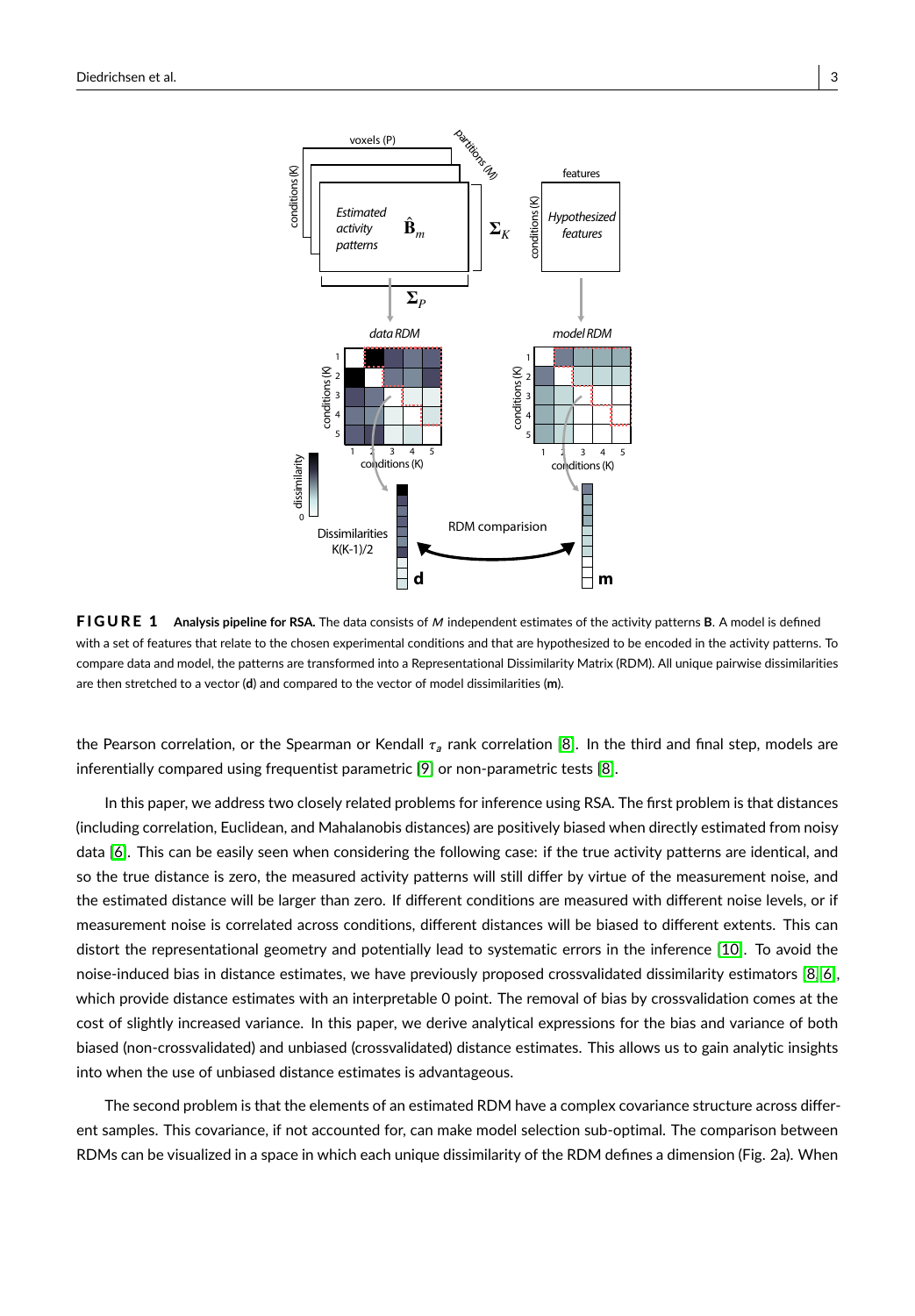**FIGURE 1 Analysis pipeline for RSA.** The data consists of $M$ independent estimates of the activity patterns $\mathbf{B}$. A model is defined with a set of features that relate to the chosen experimental conditions and that are hypothesized to be encoded in the activity patterns. To compare data and model, the patterns are transformed into a Representational Dissimilarity Matrix (RDM). All unique pairwise dissimilarities are then stretched to a vector ($\mathbf{d}$) and compared to the vector of model dissimilarities ($\mathbf{m}$).

the Pearson correlation, or the Spearman or Kendall $\tau_a$ rank correlation [8]. In the third and final step, models are inferentially compared using frequentist parametric [9] or non-parametric tests [8].

In this paper, we address two closely related problems for inference using RSA. The first problem is that distances (including correlation, Euclidean, and Mahalanobis distances) are positively biased when directly estimated from noisy data [6]. This can be easily seen when considering the following case: if the true activity patterns are identical, and so the true distance is zero, the measured activity patterns will still differ by virtue of the measurement noise, and the estimated distance will be larger than zero. If different conditions are measured with different noise levels, or if measurement noise is correlated across conditions, different distances will be biased to different extents. This can distort the representational geometry and potentially lead to systematic errors in the inference [10]. To avoid the noise-induced bias in distance estimates, we have previously proposed crossvalidated dissimilarity estimators [8, 6], which provide distance estimates with an interpretable 0 point. The removal of bias by crossvalidation comes at the cost of slightly increased variance. In this paper, we derive analytical expressions for the bias and variance of both biased (non-crossvalidated) and unbiased (crossvalidated) distance estimates. This allows us to gain analytic insights into when the use of unbiased distance estimates is advantageous.

The second problem is that the elements of an estimated RDM have a complex covariance structure across different samples. This covariance, if not accounted for, can make model selection sub-optimal. The comparison between RDMs can be visualized in a space in which each unique dissimilarity of the RDM defines a dimension (Fig. 2a). When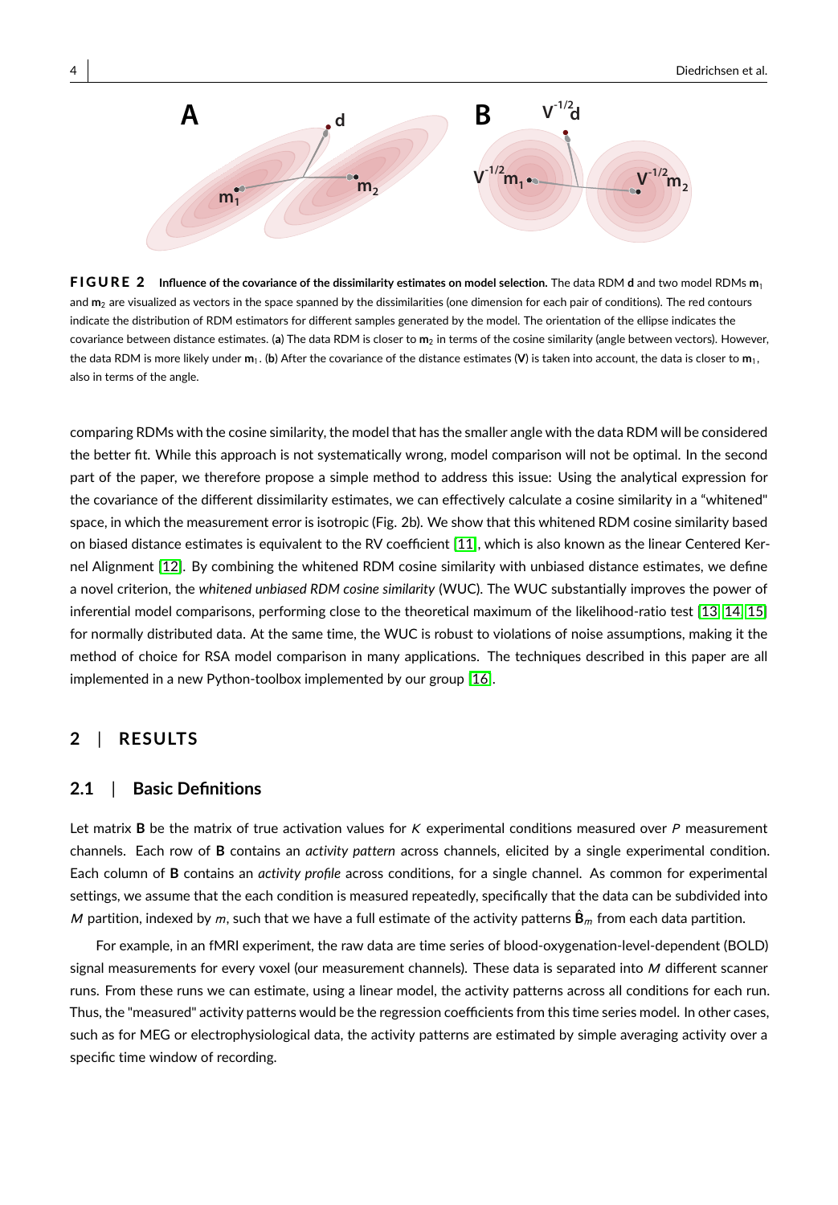**FIGURE 2** **Influence of the covariance of the dissimilarity estimates on model selection.** The data RDM $\mathbf{d}$ and two model RDMs $\mathbf{m}_1$ and $\mathbf{m}_2$ are visualized as vectors in the space spanned by the dissimilarities (one dimension for each pair of conditions). The red contours indicate the distribution of RDM estimators for different samples generated by the model. The orientation of the ellipse indicates the covariance between distance estimates. (**a**) The data RDM is closer to $\mathbf{m}_2$ in terms of the cosine similarity (angle between vectors). However, the data RDM is more likely under $\mathbf{m}_1$. (**b**) After the covariance of the distance estimates ($\mathbf{V}$) is taken into account, the data is closer to $\mathbf{m}_1$, also in terms of the angle.

comparing RDMs with the cosine similarity, the model that has the smaller angle with the data RDM will be considered the better fit. While this approach is not systematically wrong, model comparison will not be optimal. In the second part of the paper, we therefore propose a simple method to address this issue: Using the analytical expression for the covariance of the different dissimilarity estimates, we can effectively calculate a cosine similarity in a "whitened" space, in which the measurement error is isotropic (Fig. 2b). We show that this whitened RDM cosine similarity based on biased distance estimates is equivalent to the RV coefficient [11], which is also known as the linear Centered Kernel Alignment [12]. By combining the whitened RDM cosine similarity with unbiased distance estimates, we define a novel criterion, the *whitened unbiased RDM cosine similarity* (WUC). The WUC substantially improves the power of inferential model comparisons, performing close to the theoretical maximum of the likelihood-ratio test [13, 14, 15] for normally distributed data. At the same time, the WUC is robust to violations of noise assumptions, making it the method of choice for RSA model comparison in many applications. The techniques described in this paper are all implemented in a new Python-toolbox implemented by our group [16].

## 2 | RESULTS

### 2.1 | Basic Definitions

Let matrix $\mathbf{B}$ be the matrix of true activation values for $K$ experimental conditions measured over $P$ measurement channels. Each row of $\mathbf{B}$ contains an *activity pattern* across channels, elicited by a single experimental condition. Each column of $\mathbf{B}$ contains an *activity profile* across conditions, for a single channel. As common for experimental settings, we assume that the each condition is measured repeatedly, specifically that the data can be subdivided into $M$ partition, indexed by $m$, such that we have a full estimate of the activity patterns $\hat{\mathbf{B}}_m$ from each data partition.

For example, in an fMRI experiment, the raw data are time series of blood-oxygenation-level-dependent (BOLD) signal measurements for every voxel (our measurement channels). These data is separated into $M$ different scanner runs. From these runs we can estimate, using a linear model, the activity patterns across all conditions for each run. Thus, the "measured" activity patterns would be the regression coefficients from this time series model. In other cases, such as for MEG or electrophysiological data, the activity patterns are estimated by simple averaging activity over a specific time window of recording.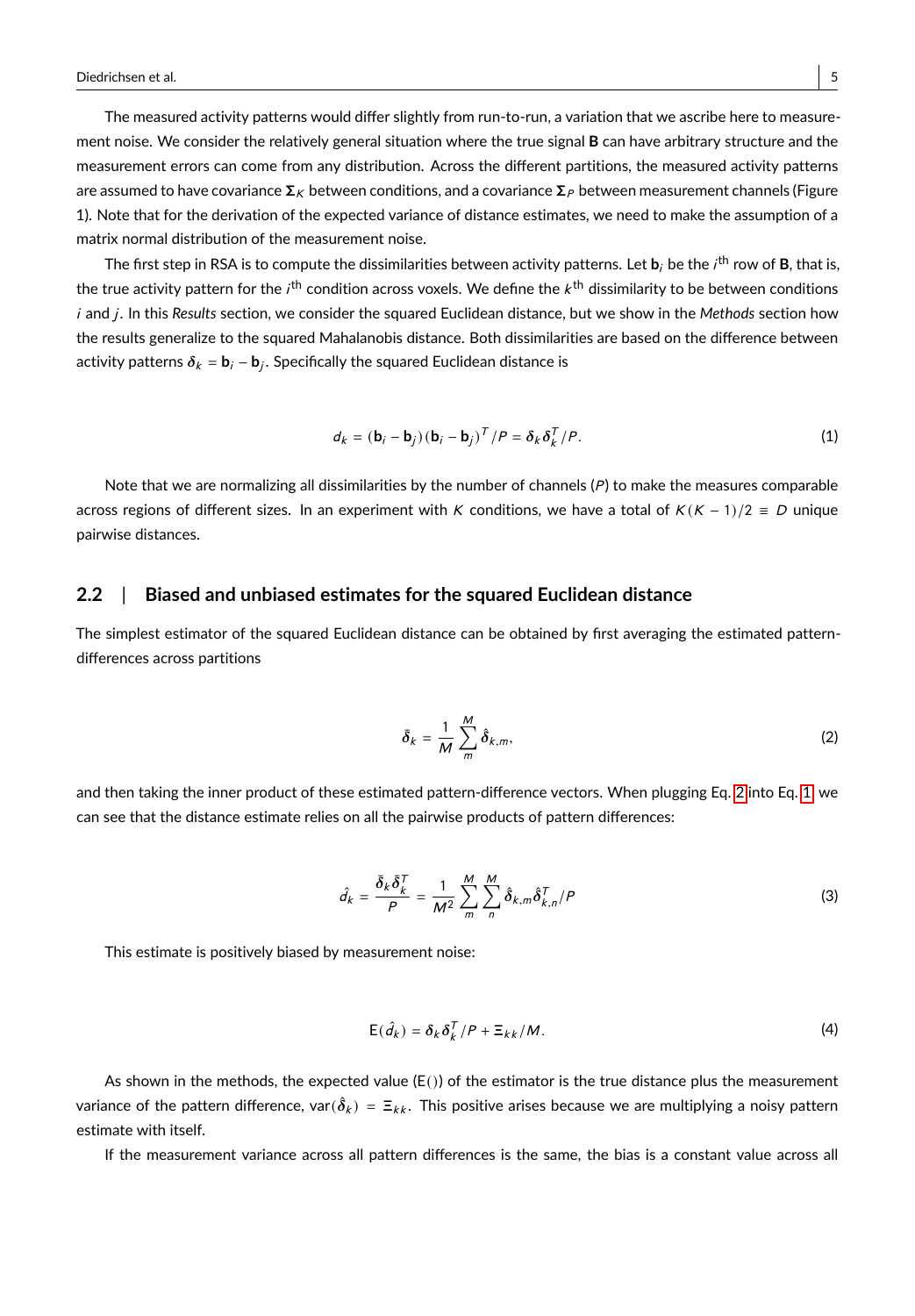The measured activity patterns would differ slightly from run-to-run, a variation that we ascribe here to measurement noise. We consider the relatively general situation where the true signal $\mathbf{B}$ can have arbitrary structure and the measurement errors can come from any distribution. Across the different partitions, the measured activity patterns are assumed to have covariance $\mathbf{\Sigma}_K$ between conditions, and a covariance $\mathbf{\Sigma}_P$ between measurement channels (Figure 1). Note that for the derivation of the expected variance of distance estimates, we need to make the assumption of a matrix normal distribution of the measurement noise.

The first step in RSA is to compute the dissimilarities between activity patterns. Let $\mathbf{b}_i$ be the $i^{\text{th}}$ row of $\mathbf{B}$, that is, the true activity pattern for the $i^{\text{th}}$ condition across voxels. We define the $k^{\text{th}}$ dissimilarity to be between conditions $i$ and $j$. In this *Results* section, we consider the squared Euclidean distance, but we show in the *Methods* section how the results generalize to the squared Mahalanobis distance. Both dissimilarities are based on the difference between activity patterns $\boldsymbol{\delta}_k = \mathbf{b}_i - \mathbf{b}_j$. Specifically the squared Euclidean distance is

$$d_k = (\mathbf{b}_i - \mathbf{b}_j)(\mathbf{b}_i - \mathbf{b}_j)^T/P = \boldsymbol{\delta}_k \boldsymbol{\delta}_k^T/P. \tag{1}$$

Note that we are normalizing all dissimilarities by the number of channels ($P$) to make the measures comparable across regions of different sizes. In an experiment with $K$ conditions, we have a total of $K(K-1)/2 \equiv D$ unique pairwise distances.

## 2.2 | Biased and unbiased estimates for the squared Euclidean distance

The simplest estimator of the squared Euclidean distance can be obtained by first averaging the estimated pattern-differences across partitions

$$\bar{\boldsymbol{\delta}}_k = \frac{1}{M}\sum_{m}^{M} \hat{\boldsymbol{\delta}}_{k,m}, \tag{2}$$

and then taking the inner product of these estimated pattern-difference vectors. When plugging Eq. 2 into Eq. 1, we can see that the distance estimate relies on all the pairwise products of pattern differences:

$$\hat{d}_k = \frac{\bar{\boldsymbol{\delta}}_k \bar{\boldsymbol{\delta}}_k^T}{P} = \frac{1}{M^2}\sum_{m}^{M}\sum_{n}^{M} \hat{\boldsymbol{\delta}}_{k,m}\hat{\boldsymbol{\delta}}_{k,n}^T/P \tag{3}$$

This estimate is positively biased by measurement noise:

$$\mathrm{E}(\hat{d}_k) = \boldsymbol{\delta}_k \boldsymbol{\delta}_k^T/P + \Xi_{kk}/M. \tag{4}$$

As shown in the methods, the expected value ($\mathrm{E}()$) of the estimator is the true distance plus the measurement variance of the pattern difference, $\mathrm{var}(\hat{\boldsymbol{\delta}}_k) = \Xi_{kk}$. This positive arises because we are multiplying a noisy pattern estimate with itself.

If the measurement variance across all pattern differences is the same, the bias is a constant value across all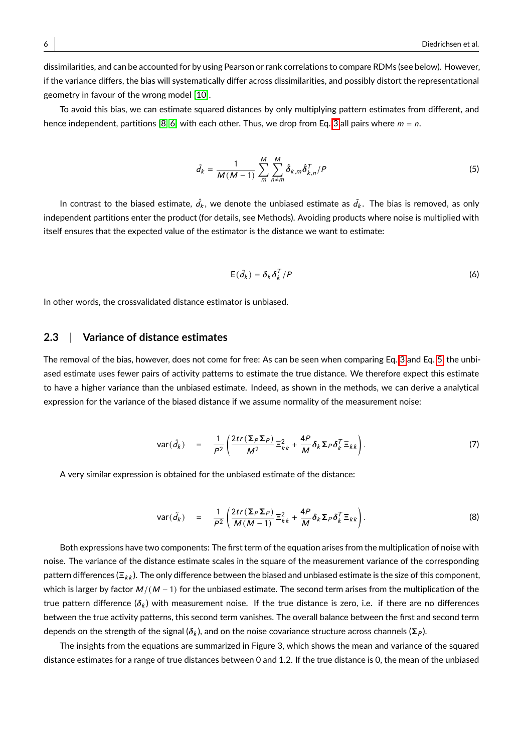dissimilarities, and can be accounted for by using Pearson or rank correlations to compare RDMs (see below). However, if the variance differs, the bias will systematically differ across dissimilarities, and possibly distort the representational geometry in favour of the wrong model [10].

To avoid this bias, we can estimate squared distances by only multiplying pattern estimates from different, and hence independent, partitions [8, 6] with each other. Thus, we drop from Eq. 3 all pairs where $m = n$.

$$\tilde{d}_k = \frac{1}{M(M-1)} \sum_{m}^{M} \sum_{n \neq m}^{M} \hat{\boldsymbol{\delta}}_{k,m} \hat{\boldsymbol{\delta}}_{k,n}^T / P \tag{5}$$

In contrast to the biased estimate, $\hat{d}_k$, we denote the unbiased estimate as $\tilde{d}_k$. The bias is removed, as only independent partitions enter the product (for details, see Methods). Avoiding products where noise is multiplied with itself ensures that the expected value of the estimator is the distance we want to estimate:

$$\mathrm{E}(\tilde{d}_k) = \boldsymbol{\delta}_k \boldsymbol{\delta}_k^T / P \tag{6}$$

In other words, the crossvalidated distance estimator is unbiased.

## 2.3 | Variance of distance estimates

The removal of the bias, however, does not come for free: As can be seen when comparing Eq. 3 and Eq. 5, the unbiased estimate uses fewer pairs of activity patterns to estimate the true distance. We therefore expect this estimate to have a higher variance than the unbiased estimate. Indeed, as shown in the methods, we can derive a analytical expression for the variance of the biased distance if we assume normality of the measurement noise:

$$\mathrm{var}(\hat{d}_k) = \frac{1}{P^2} \left( \frac{2tr(\boldsymbol{\Sigma}_P \boldsymbol{\Sigma}_P)}{M^2} \Xi_{kk}^2 + \frac{4P}{M} \boldsymbol{\delta}_k \boldsymbol{\Sigma}_P \boldsymbol{\delta}_k^T \Xi_{kk} \right). \tag{7}$$

A very similar expression is obtained for the unbiased estimate of the distance:

$$\mathrm{var}(\tilde{d}_k) = \frac{1}{P^2} \left( \frac{2tr(\boldsymbol{\Sigma}_P \boldsymbol{\Sigma}_P)}{M(M-1)} \Xi_{kk}^2 + \frac{4P}{M} \boldsymbol{\delta}_k \boldsymbol{\Sigma}_P \boldsymbol{\delta}_k^T \Xi_{kk} \right). \tag{8}$$

Both expressions have two components: The first term of the equation arises from the multiplication of noise with noise. The variance of the distance estimate scales in the square of the measurement variance of the corresponding pattern differences ($\Xi_{kk}$). The only difference between the biased and unbiased estimate is the size of this component, which is larger by factor $M/(M-1)$ for the unbiased estimate. The second term arises from the multiplication of the true pattern difference ($\boldsymbol{\delta}_k$) with measurement noise. If the true distance is zero, i.e. if there are no differences between the true activity patterns, this second term vanishes. The overall balance between the first and second term depends on the strength of the signal ($\boldsymbol{\delta}_k$), and on the noise covariance structure across channels ($\boldsymbol{\Sigma}_P$).

The insights from the equations are summarized in Figure 3, which shows the mean and variance of the squared distance estimates for a range of true distances between 0 and 1.2. If the true distance is 0, the mean of the unbiased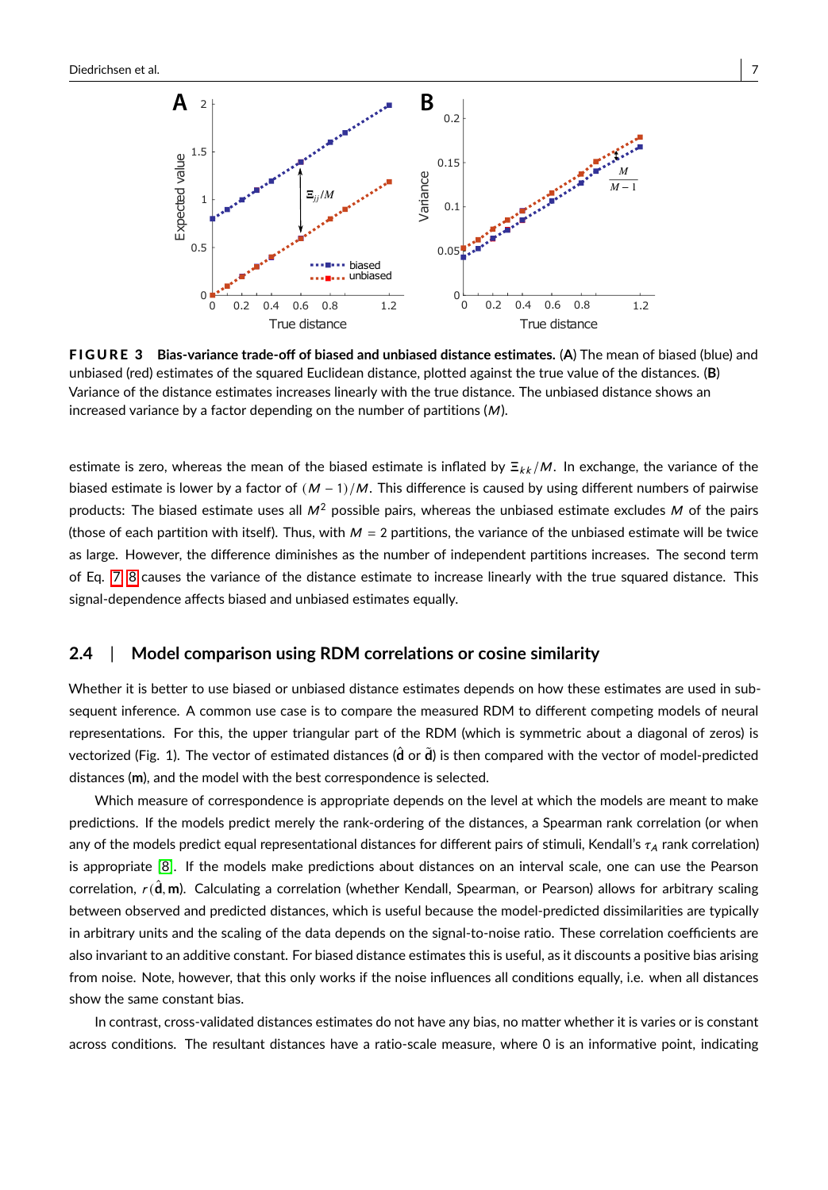**FIGURE 3 Bias-variance trade-off of biased and unbiased distance estimates.** (**A**) The mean of biased (blue) and unbiased (red) estimates of the squared Euclidean distance, plotted against the true value of the distances. (**B**) Variance of the distance estimates increases linearly with the true distance. The unbiased distance shows an increased variance by a factor depending on the number of partitions ($M$).

estimate is zero, whereas the mean of the biased estimate is inflated by $\Xi_{kk}/M$. In exchange, the variance of the biased estimate is lower by a factor of $(M-1)/M$. This difference is caused by using different numbers of pairwise products: The biased estimate uses all $M^2$ possible pairs, whereas the unbiased estimate excludes $M$ of the pairs (those of each partition with itself). Thus, with $M = 2$ partitions, the variance of the unbiased estimate will be twice as large. However, the difference diminishes as the number of independent partitions increases. The second term of Eq. 7, 8 causes the variance of the distance estimate to increase linearly with the true squared distance. This signal-dependence affects biased and unbiased estimates equally.

## 2.4 | Model comparison using RDM correlations or cosine similarity

Whether it is better to use biased or unbiased distance estimates depends on how these estimates are used in subsequent inference. A common use case is to compare the measured RDM to different competing models of neural representations. For this, the upper triangular part of the RDM (which is symmetric about a diagonal of zeros) is vectorized (Fig. 1). The vector of estimated distances ($\hat{\mathbf{d}}$ or $\tilde{\mathbf{d}}$) is then compared with the vector of model-predicted distances ($\mathbf{m}$), and the model with the best correspondence is selected.

Which measure of correspondence is appropriate depends on the level at which the models are meant to make predictions. If the models predict merely the rank-ordering of the distances, a Spearman rank correlation (or when any of the models predict equal representational distances for different pairs of stimuli, Kendall's $\tau_A$ rank correlation) is appropriate [8]. If the models make predictions about distances on an interval scale, one can use the Pearson correlation, $r(\hat{\mathbf{d}}, \mathbf{m})$. Calculating a correlation (whether Kendall, Spearman, or Pearson) allows for arbitrary scaling between observed and predicted distances, which is useful because the model-predicted dissimilarities are typically in arbitrary units and the scaling of the data depends on the signal-to-noise ratio. These correlation coefficients are also invariant to an additive constant. For biased distance estimates this is useful, as it discounts a positive bias arising from noise. Note, however, that this only works if the noise influences all conditions equally, i.e. when all distances show the same constant bias.

In contrast, cross-validated distances estimates do not have any bias, no matter whether it is varies or is constant across conditions. The resultant distances have a ratio-scale measure, where 0 is an informative point, indicating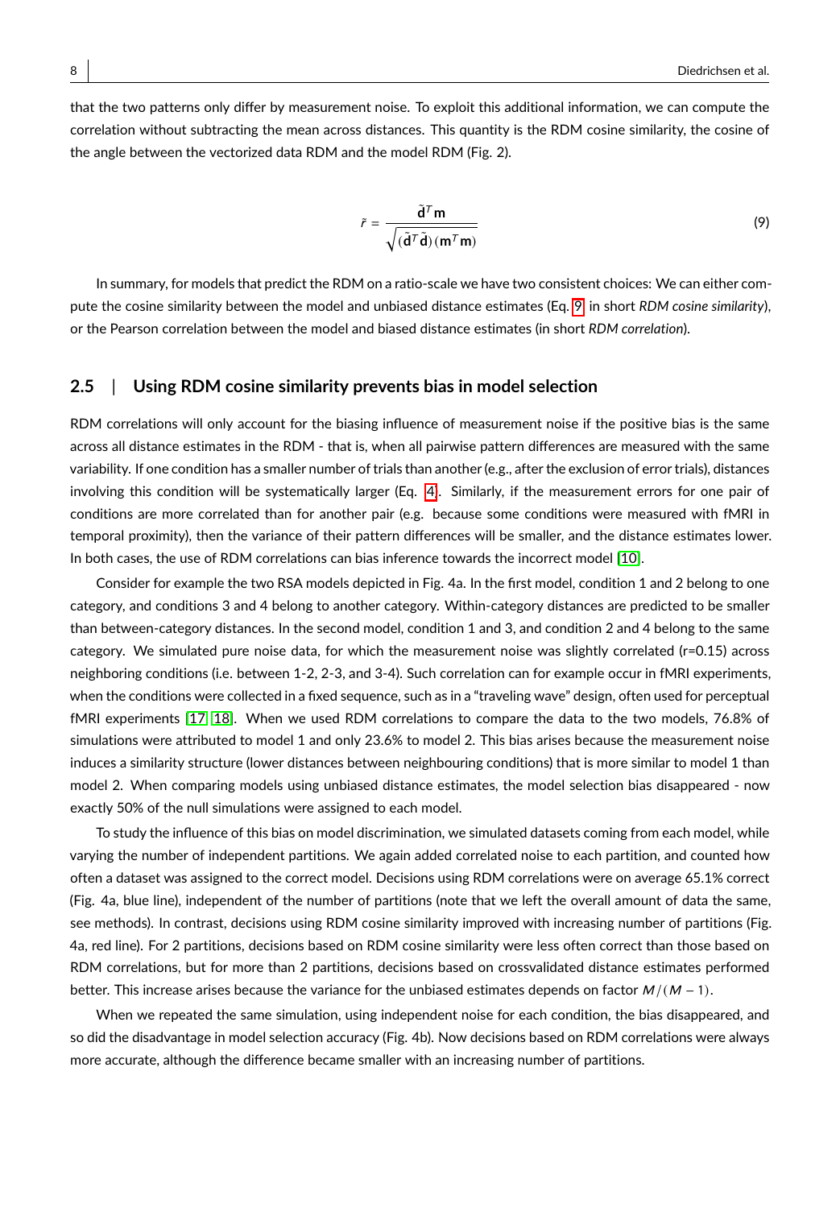that the two patterns only differ by measurement noise. To exploit this additional information, we can compute the correlation without subtracting the mean across distances. This quantity is the RDM cosine similarity, the cosine of the angle between the vectorized data RDM and the model RDM (Fig. 2).

$$\tilde{r} = \frac{\tilde{\mathbf{d}}^T \mathbf{m}}{\sqrt{(\tilde{\mathbf{d}}^T \tilde{\mathbf{d}})(\mathbf{m}^T \mathbf{m})}} \tag{9}$$

In summary, for models that predict the RDM on a ratio-scale we have two consistent choices: We can either compute the cosine similarity between the model and unbiased distance estimates (Eq. 9 in short *RDM cosine similarity*), or the Pearson correlation between the model and biased distance estimates (in short *RDM correlation*).

## 2.5 | Using RDM cosine similarity prevents bias in model selection

RDM correlations will only account for the biasing influence of measurement noise if the positive bias is the same across all distance estimates in the RDM - that is, when all pairwise pattern differences are measured with the same variability. If one condition has a smaller number of trials than another (e.g., after the exclusion of error trials), distances involving this condition will be systematically larger (Eq. 4). Similarly, if the measurement errors for one pair of conditions are more correlated than for another pair (e.g. because some conditions were measured with fMRI in temporal proximity), then the variance of their pattern differences will be smaller, and the distance estimates lower. In both cases, the use of RDM correlations can bias inference towards the incorrect model [10].

Consider for example the two RSA models depicted in Fig. 4a. In the first model, condition 1 and 2 belong to one category, and conditions 3 and 4 belong to another category. Within-category distances are predicted to be smaller than between-category distances. In the second model, condition 1 and 3, and condition 2 and 4 belong to the same category. We simulated pure noise data, for which the measurement noise was slightly correlated (r=0.15) across neighboring conditions (i.e. between 1-2, 2-3, and 3-4). Such correlation can for example occur in fMRI experiments, when the conditions were collected in a fixed sequence, such as in a "traveling wave" design, often used for perceptual fMRI experiments [17, 18]. When we used RDM correlations to compare the data to the two models, 76.8% of simulations were attributed to model 1 and only 23.6% to model 2. This bias arises because the measurement noise induces a similarity structure (lower distances between neighbouring conditions) that is more similar to model 1 than model 2. When comparing models using unbiased distance estimates, the model selection bias disappeared - now exactly 50% of the null simulations were assigned to each model.

To study the influence of this bias on model discrimination, we simulated datasets coming from each model, while varying the number of independent partitions. We again added correlated noise to each partition, and counted how often a dataset was assigned to the correct model. Decisions using RDM correlations were on average 65.1% correct (Fig. 4a, blue line), independent of the number of partitions (note that we left the overall amount of data the same, see methods). In contrast, decisions using RDM cosine similarity improved with increasing number of partitions (Fig. 4a, red line). For 2 partitions, decisions based on RDM cosine similarity were less often correct than those based on RDM correlations, but for more than 2 partitions, decisions based on crossvalidated distance estimates performed better. This increase arises because the variance for the unbiased estimates depends on factor $M/(M-1)$.

When we repeated the same simulation, using independent noise for each condition, the bias disappeared, and so did the disadvantage in model selection accuracy (Fig. 4b). Now decisions based on RDM correlations were always more accurate, although the difference became smaller with an increasing number of partitions.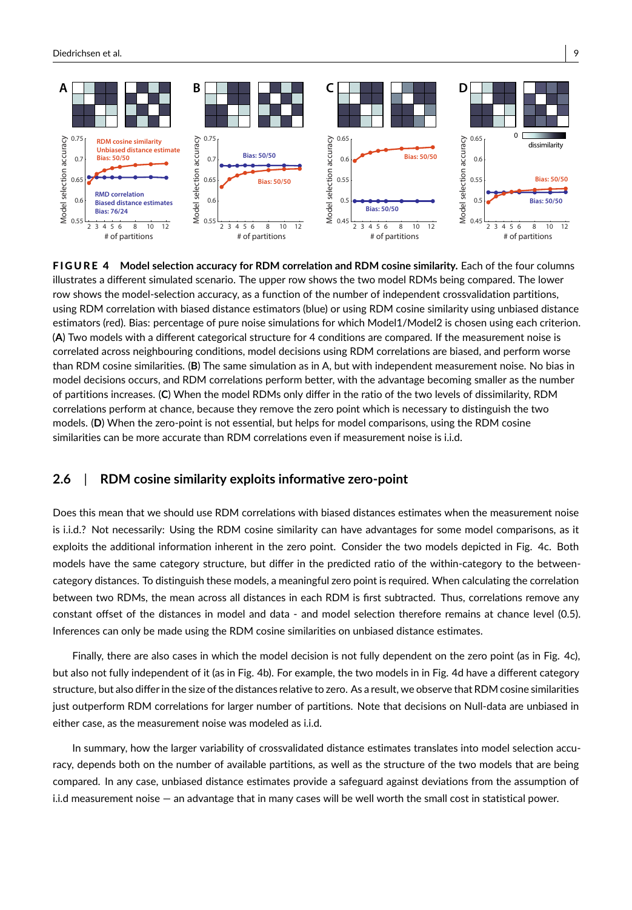**FIGURE 4 Model selection accuracy for RDM correlation and RDM cosine similarity.** Each of the four columns illustrates a different simulated scenario. The upper row shows the two model RDMs being compared. The lower row shows the model-selection accuracy, as a function of the number of independent crossvalidation partitions, using RDM correlation with biased distance estimators (blue) or using RDM cosine similarity using unbiased distance estimators (red). Bias: percentage of pure noise simulations for which Model1/Model2 is chosen using each criterion. (**A**) Two models with a different categorical structure for 4 conditions are compared. If the measurement noise is correlated across neighbouring conditions, model decisions using RDM correlations are biased, and perform worse than RDM cosine similarities. (**B**) The same simulation as in A, but with independent measurement noise. No bias in model decisions occurs, and RDM correlations perform better, with the advantage becoming smaller as the number of partitions increases. (**C**) When the model RDMs only differ in the ratio of the two levels of dissimilarity, RDM correlations perform at chance, because they remove the zero point which is necessary to distinguish the two models. (**D**) When the zero-point is not essential, but helps for model comparisons, using the RDM cosine similarities can be more accurate than RDM correlations even if measurement noise is i.i.d.

## 2.6 | RDM cosine similarity exploits informative zero-point

Does this mean that we should use RDM correlations with biased distances estimates when the measurement noise is i.i.d.? Not necessarily: Using the RDM cosine similarity can have advantages for some model comparisons, as it exploits the additional information inherent in the zero point. Consider the two models depicted in Fig. 4c. Both models have the same category structure, but differ in the predicted ratio of the within-category to the between-category distances. To distinguish these models, a meaningful zero point is required. When calculating the correlation between two RDMs, the mean across all distances in each RDM is first subtracted. Thus, correlations remove any constant offset of the distances in model and data - and model selection therefore remains at chance level (0.5). Inferences can only be made using the RDM cosine similarities on unbiased distance estimates.

Finally, there are also cases in which the model decision is not fully dependent on the zero point (as in Fig. 4c), but also not fully independent of it (as in Fig. 4b). For example, the two models in in Fig. 4d have a different category structure, but also differ in the size of the distances relative to zero. As a result, we observe that RDM cosine similarities just outperform RDM correlations for larger number of partitions. Note that decisions on Null-data are unbiased in either case, as the measurement noise was modeled as i.i.d.

In summary, how the larger variability of crossvalidated distance estimates translates into model selection accuracy, depends both on the number of available partitions, as well as the structure of the two models that are being compared. In any case, unbiased distance estimates provide a safeguard against deviations from the assumption of i.i.d measurement noise — an advantage that in many cases will be well worth the small cost in statistical power.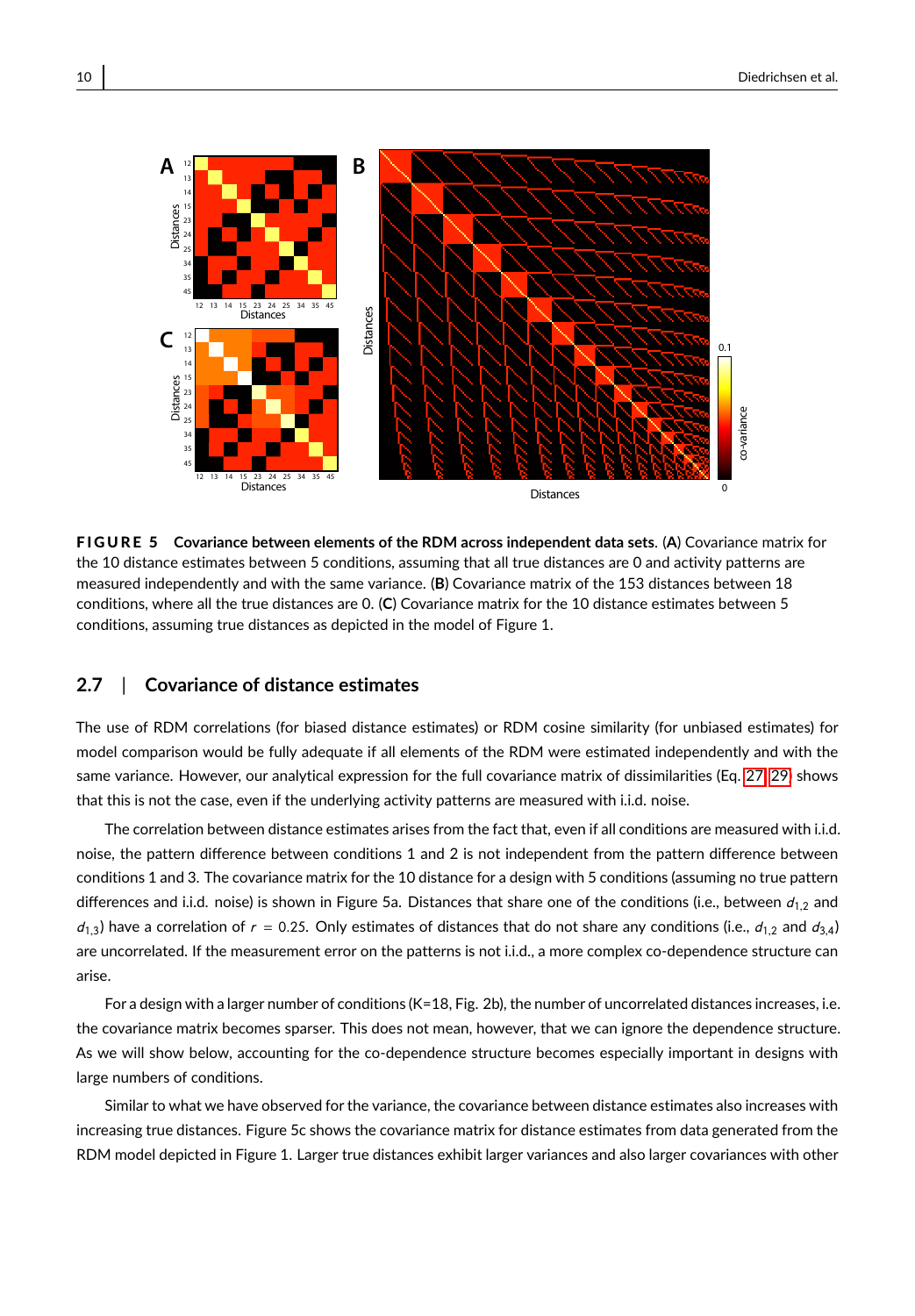**FIGURE 5** **Covariance between elements of the RDM across independent data sets**. (**A**) Covariance matrix for the 10 distance estimates between 5 conditions, assuming that all true distances are 0 and activity patterns are measured independently and with the same variance. (**B**) Covariance matrix of the 153 distances between 18 conditions, where all the true distances are 0. (**C**) Covariance matrix for the 10 distance estimates between 5 conditions, assuming true distances as depicted in the model of Figure 1.

## 2.7 | Covariance of distance estimates

The use of RDM correlations (for biased distance estimates) or RDM cosine similarity (for unbiased estimates) for model comparison would be fully adequate if all elements of the RDM were estimated independently and with the same variance. However, our analytical expression for the full covariance matrix of dissimilarities (Eq. 27, 29) shows that this is not the case, even if the underlying activity patterns are measured with i.i.d. noise.

The correlation between distance estimates arises from the fact that, even if all conditions are measured with i.i.d. noise, the pattern difference between conditions 1 and 2 is not independent from the pattern difference between conditions 1 and 3. The covariance matrix for the 10 distance for a design with 5 conditions (assuming no true pattern differences and i.i.d. noise) is shown in Figure 5a. Distances that share one of the conditions (i.e., between $d_{1,2}$ and $d_{1,3}$) have a correlation of $r = 0.25$. Only estimates of distances that do not share any conditions (i.e., $d_{1,2}$ and $d_{3,4}$) are uncorrelated. If the measurement error on the patterns is not i.i.d., a more complex co-dependence structure can arise.

For a design with a larger number of conditions (K=18, Fig. 2b), the number of uncorrelated distances increases, i.e. the covariance matrix becomes sparser. This does not mean, however, that we can ignore the dependence structure. As we will show below, accounting for the co-dependence structure becomes especially important in designs with large numbers of conditions.

Similar to what we have observed for the variance, the covariance between distance estimates also increases with increasing true distances. Figure 5c shows the covariance matrix for distance estimates from data generated from the RDM model depicted in Figure 1. Larger true distances exhibit larger variances and also larger covariances with other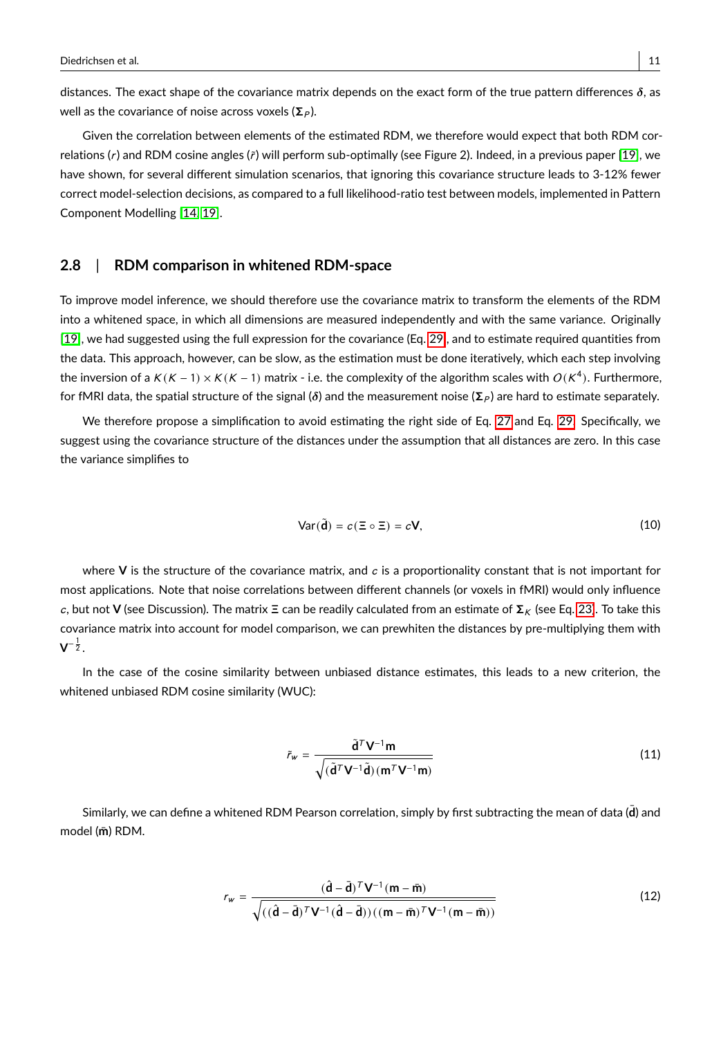distances. The exact shape of the covariance matrix depends on the exact form of the true pattern differences $\boldsymbol{\delta}$, as well as the covariance of noise across voxels ($\boldsymbol{\Sigma}_P$).

Given the correlation between elements of the estimated RDM, we therefore would expect that both RDM correlations ($r$) and RDM cosine angles ($\tilde{r}$) will perform sub-optimally (see Figure 2). Indeed, in a previous paper [19], we have shown, for several different simulation scenarios, that ignoring this covariance structure leads to 3-12% fewer correct model-selection decisions, as compared to a full likelihood-ratio test between models, implemented in Pattern Component Modelling [14, 19].

## 2.8 | RDM comparison in whitened RDM-space

To improve model inference, we should therefore use the covariance matrix to transform the elements of the RDM into a whitened space, in which all dimensions are measured independently and with the same variance. Originally [19], we had suggested using the full expression for the covariance (Eq. 29, and to estimate required quantities from the data. This approach, however, can be slow, as the estimation must be done iteratively, which each step involving the inversion of a $K(K-1) \times K(K-1)$ matrix - i.e. the complexity of the algorithm scales with $O(K^4)$. Furthermore, for fMRI data, the spatial structure of the signal ($\boldsymbol{\delta}$) and the measurement noise ($\boldsymbol{\Sigma}_P$) are hard to estimate separately.

We therefore propose a simplification to avoid estimating the right side of Eq. 27 and Eq. 29. Specifically, we suggest using the covariance structure of the distances under the assumption that all distances are zero. In this case the variance simplifies to

$$\mathrm{Var}(\tilde{\mathbf{d}}) = c(\boldsymbol{\Xi} \circ \boldsymbol{\Xi}) = c\mathbf{V}, \tag{10}$$

where $\mathbf{V}$ is the structure of the covariance matrix, and $c$ is a proportionality constant that is not important for most applications. Note that noise correlations between different channels (or voxels in fMRI) would only influence $c$, but not $\mathbf{V}$ (see Discussion). The matrix $\boldsymbol{\Xi}$ can be readily calculated from an estimate of $\boldsymbol{\Sigma}_K$ (see Eq. 23). To take this covariance matrix into account for model comparison, we can prewhiten the distances by pre-multiplying them with $\mathbf{V}^{-\frac{1}{2}}$.

In the case of the cosine similarity between unbiased distance estimates, this leads to a new criterion, the whitened unbiased RDM cosine similarity (WUC):

$$\tilde{r}_w = \frac{\tilde{\mathbf{d}}^T \mathbf{V}^{-1} \mathbf{m}}{\sqrt{(\tilde{\mathbf{d}}^T \mathbf{V}^{-1} \tilde{\mathbf{d}})(\mathbf{m}^T \mathbf{V}^{-1} \mathbf{m})}} \tag{11}$$

Similarly, we can define a whitened RDM Pearson correlation, simply by first subtracting the mean of data ($\bar{\mathbf{d}}$) and model ($\bar{\mathbf{m}}$) RDM.

$$r_w = \frac{(\hat{\mathbf{d}} - \bar{\mathbf{d}})^T \mathbf{V}^{-1} (\mathbf{m} - \bar{\mathbf{m}})}{\sqrt{((\hat{\mathbf{d}} - \bar{\mathbf{d}})^T \mathbf{V}^{-1} (\hat{\mathbf{d}} - \bar{\mathbf{d}}))((\mathbf{m} - \bar{\mathbf{m}})^T \mathbf{V}^{-1} (\mathbf{m} - \bar{\mathbf{m}}))}} \tag{12}$$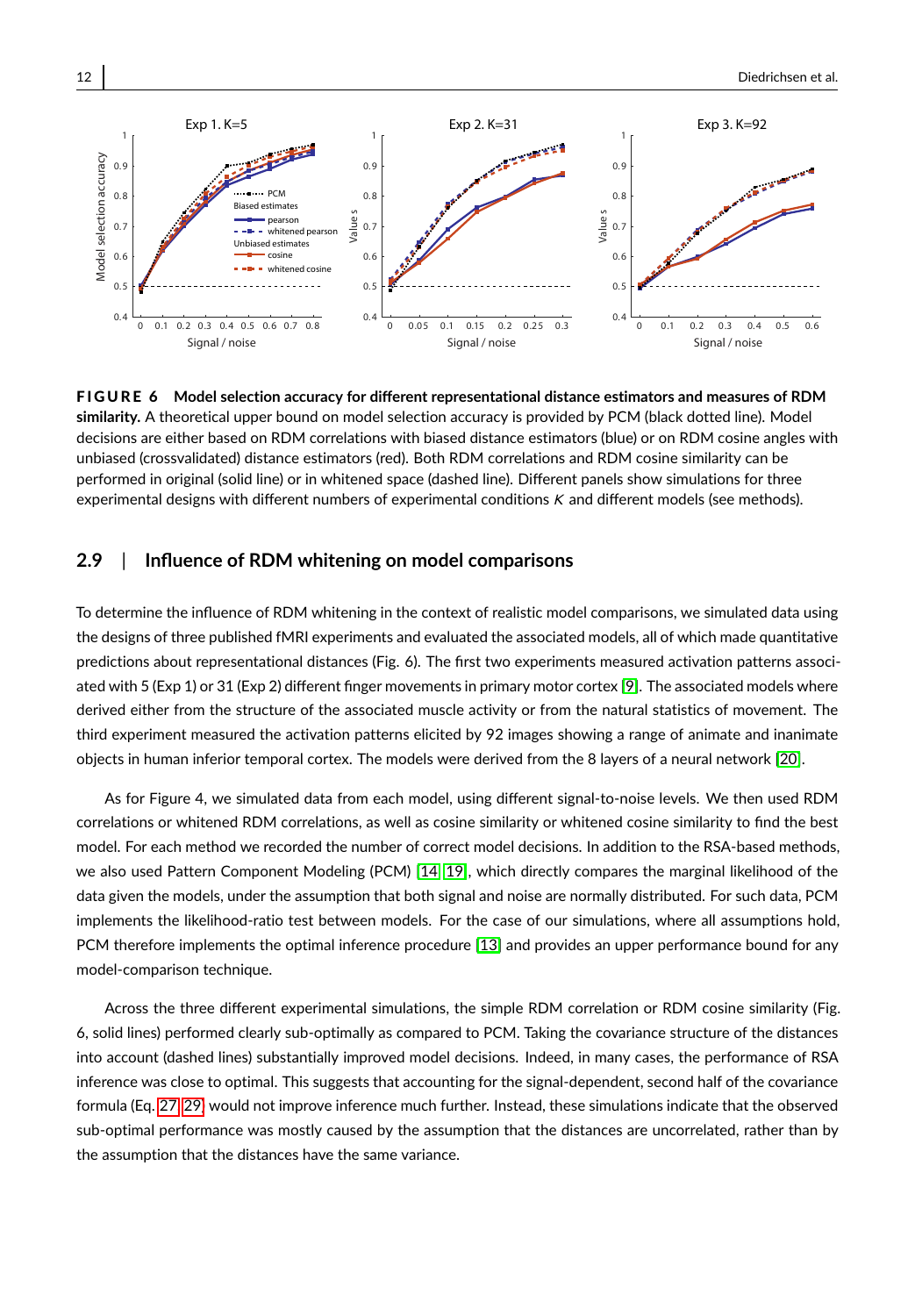**FIGURE 6 Model selection accuracy for different representational distance estimators and measures of RDM similarity.** A theoretical upper bound on model selection accuracy is provided by PCM (black dotted line). Model decisions are either based on RDM correlations with biased distance estimators (blue) or on RDM cosine angles with unbiased (crossvalidated) distance estimators (red). Both RDM correlations and RDM cosine similarity can be performed in original (solid line) or in whitened space (dashed line). Different panels show simulations for three experimental designs with different numbers of experimental conditions $K$ and different models (see methods).

## 2.9 | Influence of RDM whitening on model comparisons

To determine the influence of RDM whitening in the context of realistic model comparisons, we simulated data using the designs of three published fMRI experiments and evaluated the associated models, all of which made quantitative predictions about representational distances (Fig. 6). The first two experiments measured activation patterns associated with 5 (Exp 1) or 31 (Exp 2) different finger movements in primary motor cortex [9]. The associated models where derived either from the structure of the associated muscle activity or from the natural statistics of movement. The third experiment measured the activation patterns elicited by 92 images showing a range of animate and inanimate objects in human inferior temporal cortex. The models were derived from the 8 layers of a neural network [20].

As for Figure 4, we simulated data from each model, using different signal-to-noise levels. We then used RDM correlations or whitened RDM correlations, as well as cosine similarity or whitened cosine similarity to find the best model. For each method we recorded the number of correct model decisions. In addition to the RSA-based methods, we also used Pattern Component Modeling (PCM) [14, 19], which directly compares the marginal likelihood of the data given the models, under the assumption that both signal and noise are normally distributed. For such data, PCM implements the likelihood-ratio test between models. For the case of our simulations, where all assumptions hold, PCM therefore implements the optimal inference procedure [13] and provides an upper performance bound for any model-comparison technique.

Across the three different experimental simulations, the simple RDM correlation or RDM cosine similarity (Fig. 6, solid lines) performed clearly sub-optimally as compared to PCM. Taking the covariance structure of the distances into account (dashed lines) substantially improved model decisions. Indeed, in many cases, the performance of RSA inference was close to optimal. This suggests that accounting for the signal-dependent, second half of the covariance formula (Eq. 27, 29) would not improve inference much further. Instead, these simulations indicate that the observed sub-optimal performance was mostly caused by the assumption that the distances are uncorrelated, rather than by the assumption that the distances have the same variance.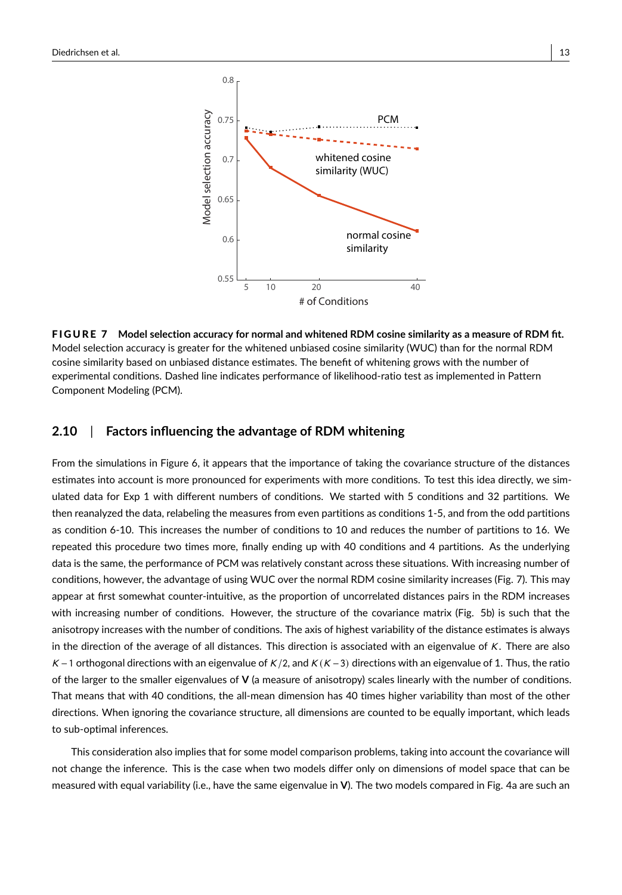**FIGURE 7 Model selection accuracy for normal and whitened RDM cosine similarity as a measure of RDM fit.** Model selection accuracy is greater for the whitened unbiased cosine similarity (WUC) than for the normal RDM cosine similarity based on unbiased distance estimates. The benefit of whitening grows with the number of experimental conditions. Dashed line indicates performance of likelihood-ratio test as implemented in Pattern Component Modeling (PCM).

## 2.10 | Factors influencing the advantage of RDM whitening

From the simulations in Figure 6, it appears that the importance of taking the covariance structure of the distances estimates into account is more pronounced for experiments with more conditions. To test this idea directly, we simulated data for Exp 1 with different numbers of conditions. We started with 5 conditions and 32 partitions. We then reanalyzed the data, relabeling the measures from even partitions as conditions 1-5, and from the odd partitions as condition 6-10. This increases the number of conditions to 10 and reduces the number of partitions to 16. We repeated this procedure two times more, finally ending up with 40 conditions and 4 partitions. As the underlying data is the same, the performance of PCM was relatively constant across these situations. With increasing number of conditions, however, the advantage of using WUC over the normal RDM cosine similarity increases (Fig. 7). This may appear at first somewhat counter-intuitive, as the proportion of uncorrelated distances pairs in the RDM increases with increasing number of conditions. However, the structure of the covariance matrix (Fig. 5b) is such that the anisotropy increases with the number of conditions. The axis of highest variability of the distance estimates is always in the direction of the average of all distances. This direction is associated with an eigenvalue of $K$. There are also $K-1$ orthogonal directions with an eigenvalue of $K/2$, and $K(K-3)$ directions with an eigenvalue of 1. Thus, the ratio of the larger to the smaller eigenvalues of $\mathbf{V}$ (a measure of anisotropy) scales linearly with the number of conditions. That means that with 40 conditions, the all-mean dimension has 40 times higher variability than most of the other directions. When ignoring the covariance structure, all dimensions are counted to be equally important, which leads to sub-optimal inferences.

This consideration also implies that for some model comparison problems, taking into account the covariance will not change the inference. This is the case when two models differ only on dimensions of model space that can be measured with equal variability (i.e., have the same eigenvalue in $\mathbf{V}$). The two models compared in Fig. 4a are such an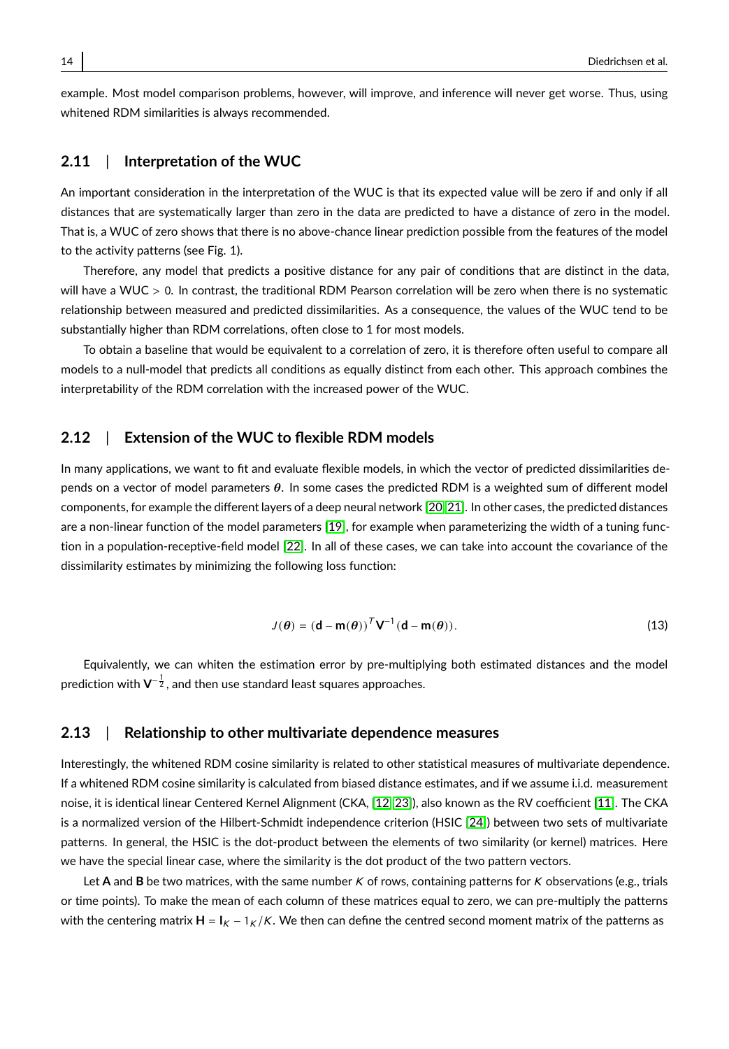example. Most model comparison problems, however, will improve, and inference will never get worse. Thus, using whitened RDM similarities is always recommended.

## 2.11 | Interpretation of the WUC

An important consideration in the interpretation of the WUC is that its expected value will be zero if and only if all distances that are systematically larger than zero in the data are predicted to have a distance of zero in the model. That is, a WUC of zero shows that there is no above-chance linear prediction possible from the features of the model to the activity patterns (see Fig. 1).

Therefore, any model that predicts a positive distance for any pair of conditions that are distinct in the data, will have a WUC $> 0$. In contrast, the traditional RDM Pearson correlation will be zero when there is no systematic relationship between measured and predicted dissimilarities. As a consequence, the values of the WUC tend to be substantially higher than RDM correlations, often close to 1 for most models.

To obtain a baseline that would be equivalent to a correlation of zero, it is therefore often useful to compare all models to a null-model that predicts all conditions as equally distinct from each other. This approach combines the interpretability of the RDM correlation with the increased power of the WUC.

## 2.12 | Extension of the WUC to flexible RDM models

In many applications, we want to fit and evaluate flexible models, in which the vector of predicted dissimilarities depends on a vector of model parameters $\boldsymbol{\theta}$. In some cases the predicted RDM is a weighted sum of different model components, for example the different layers of a deep neural network [20, 21]. In other cases, the predicted distances are a non-linear function of the model parameters [19], for example when parameterizing the width of a tuning function in a population-receptive-field model [22]. In all of these cases, we can take into account the covariance of the dissimilarity estimates by minimizing the following loss function:

$$J(\boldsymbol{\theta}) = (\mathbf{d} - \mathbf{m}(\boldsymbol{\theta}))^T \mathbf{V}^{-1} (\mathbf{d} - \mathbf{m}(\boldsymbol{\theta})). \tag{13}$$

Equivalently, we can whiten the estimation error by pre-multiplying both estimated distances and the model prediction with $\mathbf{V}^{-\frac{1}{2}}$, and then use standard least squares approaches.

## 2.13 | Relationship to other multivariate dependence measures

Interestingly, the whitened RDM cosine similarity is related to other statistical measures of multivariate dependence. If a whitened RDM cosine similarity is calculated from biased distance estimates, and if we assume i.i.d. measurement noise, it is identical linear Centered Kernel Alignment (CKA, [12, 23]), also known as the RV coefficient [11]. The CKA is a normalized version of the Hilbert-Schmidt independence criterion (HSIC [24]) between two sets of multivariate patterns. In general, the HSIC is the dot-product between the elements of two similarity (or kernel) matrices. Here we have the special linear case, where the similarity is the dot product of the two pattern vectors.

Let $\mathbf{A}$ and $\mathbf{B}$ be two matrices, with the same number $K$ of rows, containing patterns for $K$ observations (e.g., trials or time points). To make the mean of each column of these matrices equal to zero, we can pre-multiply the patterns with the centering matrix $\mathbf{H} = \mathbf{I}_K - 1_K/K$. We then can define the centred second moment matrix of the patterns as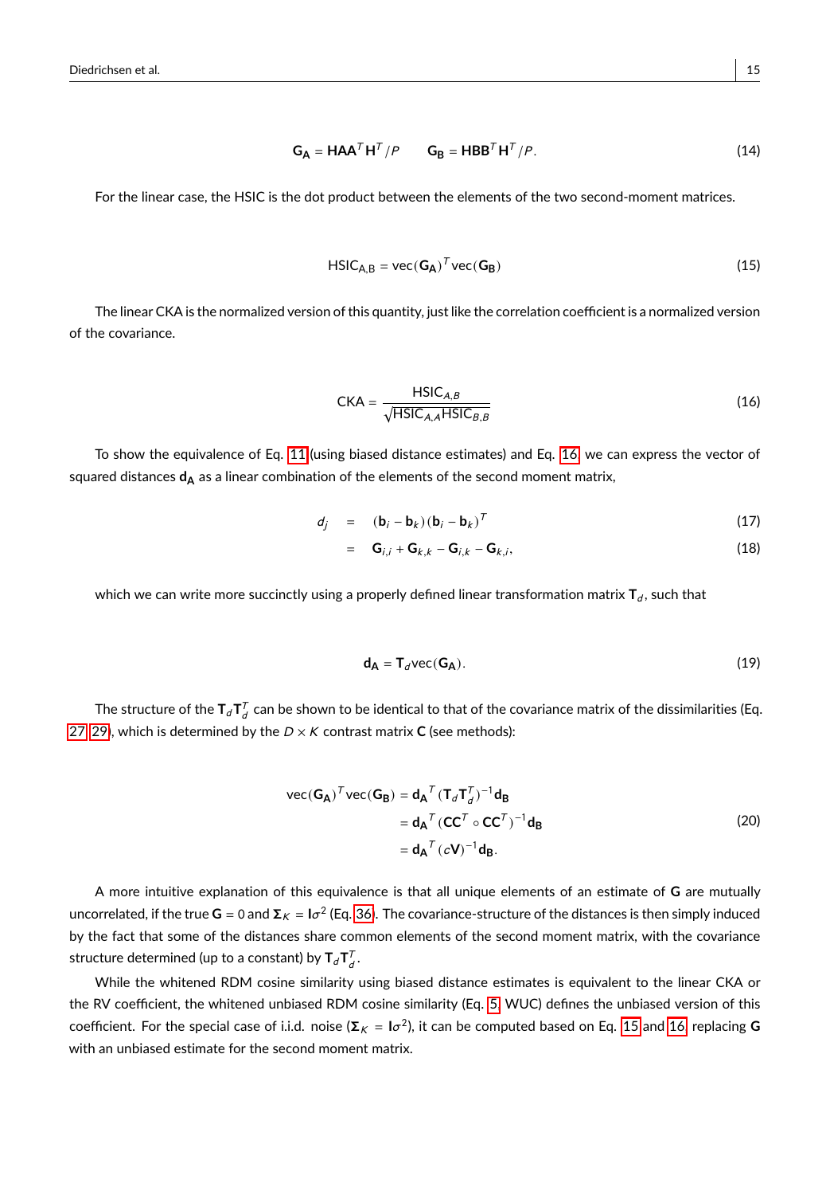$$\mathbf{G_A} = \mathbf{HAA}^T\mathbf{H}^T/P \qquad \mathbf{G_B} = \mathbf{HBB}^T\mathbf{H}^T/P. \tag{14}$$

For the linear case, the HSIC is the dot product between the elements of the two second-moment matrices.

$$\text{HSIC}_{\text{A,B}} = \text{vec}(\mathbf{G_A})^T\text{vec}(\mathbf{G_B}) \tag{15}$$

The linear CKA is the normalized version of this quantity, just like the correlation coefficient is a normalized version of the covariance.

$$\text{CKA} = \frac{\text{HSIC}_{A,B}}{\sqrt{\text{HSIC}_{A,A}\text{HSIC}_{B,B}}} \tag{16}$$

To show the equivalence of Eq. 11 (using biased distance estimates) and Eq. 16, we can express the vector of squared distances $\mathbf{d_A}$ as a linear combination of the elements of the second moment matrix,

$$\begin{aligned} d_j &= (\mathbf{b}_i - \mathbf{b}_k)(\mathbf{b}_i - \mathbf{b}_k)^T & (17)\\ &= \mathbf{G}_{i,i} + \mathbf{G}_{k,k} - \mathbf{G}_{i,k} - \mathbf{G}_{k,i}, & (18)\end{aligned}$$

which we can write more succinctly using a properly defined linear transformation matrix $\mathbf{T}_d$, such that

$$\mathbf{d_A} = \mathbf{T}_d\text{vec}(\mathbf{G_A}). \tag{19}$$

The structure of the $\mathbf{T}_d\mathbf{T}_d^T$ can be shown to be identical to that of the covariance matrix of the dissimilarities (Eq. 27, 29), which is determined by the $D \times K$ contrast matrix $\mathbf{C}$ (see methods):

$$\begin{aligned}\text{vec}(\mathbf{G_A})^T\text{vec}(\mathbf{G_B}) &= \mathbf{d_A}^T(\mathbf{T}_d\mathbf{T}_d^T)^{-1}\mathbf{d_B}\\ &= \mathbf{d_A}^T(\mathbf{CC}^T \circ \mathbf{CC}^T)^{-1}\mathbf{d_B}\\ &= \mathbf{d_A}^T(c\mathbf{V})^{-1}\mathbf{d_B}.\end{aligned} \tag{20}$$

A more intuitive explanation of this equivalence is that all unique elements of an estimate of $\mathbf{G}$ are mutually uncorrelated, if the true $\mathbf{G} = 0$ and $\mathbf{\Sigma}_K = \mathbf{I}\sigma^2$ (Eq. 36). The covariance-structure of the distances is then simply induced by the fact that some of the distances share common elements of the second moment matrix, with the covariance structure determined (up to a constant) by $\mathbf{T}_d\mathbf{T}_d^T$.

While the whitened RDM cosine similarity using biased distance estimates is equivalent to the linear CKA or the RV coefficient, the whitened unbiased RDM cosine similarity (Eq. 5, WUC) defines the unbiased version of this coefficient. For the special case of i.i.d. noise ($\mathbf{\Sigma}_K = \mathbf{I}\sigma^2$), it can be computed based on Eq. 15 and 16, replacing $\mathbf{G}$ with an unbiased estimate for the second moment matrix.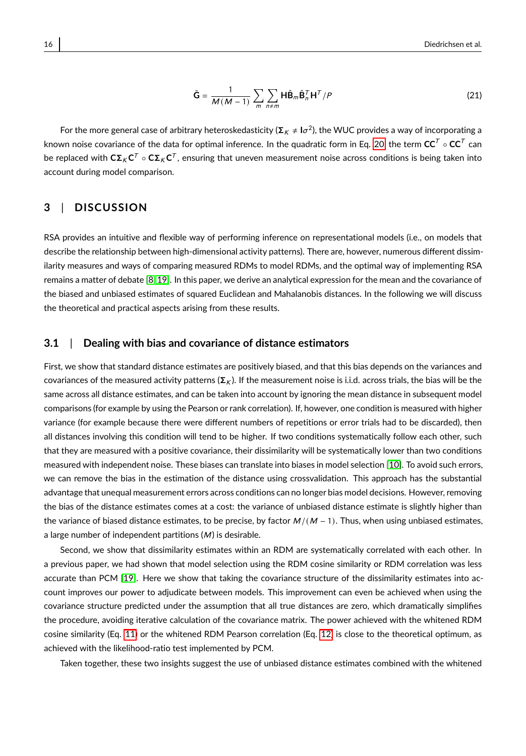$$\tilde{\mathbf{G}} = \frac{1}{M(M-1)} \sum_m \sum_{n \neq m} \mathbf{H}\hat{\mathbf{B}}_m \hat{\mathbf{B}}_n^T \mathbf{H}^T / P \tag{21}$$

For the more general case of arbitrary heteroskedasticity ($\mathbf{\Sigma}_K \neq \mathbf{I}\sigma^2$), the WUC provides a way of incorporating a known noise covariance of the data for optimal inference. In the quadratic form in Eq. 20 the term $\mathbf{C}\mathbf{C}^T \circ \mathbf{C}\mathbf{C}^T$ can be replaced with $\mathbf{C}\mathbf{\Sigma}_K\mathbf{C}^T \circ \mathbf{C}\mathbf{\Sigma}_K\mathbf{C}^T$, ensuring that uneven measurement noise across conditions is being taken into account during model comparison.

## 3 | DISCUSSION

RSA provides an intuitive and flexible way of performing inference on representational models (i.e., on models that describe the relationship between high-dimensional activity patterns). There are, however, numerous different dissimilarity measures and ways of comparing measured RDMs to model RDMs, and the optimal way of implementing RSA remains a matter of debate [8, 19]. In this paper, we derive an analytical expression for the mean and the covariance of the biased and unbiased estimates of squared Euclidean and Mahalanobis distances. In the following we will discuss the theoretical and practical aspects arising from these results.

### 3.1 | Dealing with bias and covariance of distance estimators

First, we show that standard distance estimates are positively biased, and that this bias depends on the variances and covariances of the measured activity patterns ($\mathbf{\Sigma}_K$). If the measurement noise is i.i.d. across trials, the bias will be the same across all distance estimates, and can be taken into account by ignoring the mean distance in subsequent model comparisons (for example by using the Pearson or rank correlation). If, however, one condition is measured with higher variance (for example because there were different numbers of repetitions or error trials had to be discarded), then all distances involving this condition will tend to be higher. If two conditions systematically follow each other, such that they are measured with a positive covariance, their dissimilarity will be systematically lower than two conditions measured with independent noise. These biases can translate into biases in model selection [10]. To avoid such errors, we can remove the bias in the estimation of the distance using crossvalidation. This approach has the substantial advantage that unequal measurement errors across conditions can no longer bias model decisions. However, removing the bias of the distance estimates comes at a cost: the variance of unbiased distance estimate is slightly higher than the variance of biased distance estimates, to be precise, by factor $M/(M-1)$. Thus, when using unbiased estimates, a large number of independent partitions ($M$) is desirable.

Second, we show that dissimilarity estimates within an RDM are systematically correlated with each other. In a previous paper, we had shown that model selection using the RDM cosine similarity or RDM correlation was less accurate than PCM [19]. Here we show that taking the covariance structure of the dissimilarity estimates into account improves our power to adjudicate between models. This improvement can even be achieved when using the covariance structure predicted under the assumption that all true distances are zero, which dramatically simplifies the procedure, avoiding iterative calculation of the covariance matrix. The power achieved with the whitened RDM cosine similarity (Eq. 11) or the whitened RDM Pearson correlation (Eq. 12) is close to the theoretical optimum, as achieved with the likelihood-ratio test implemented by PCM.

Taken together, these two insights suggest the use of unbiased distance estimates combined with the whitened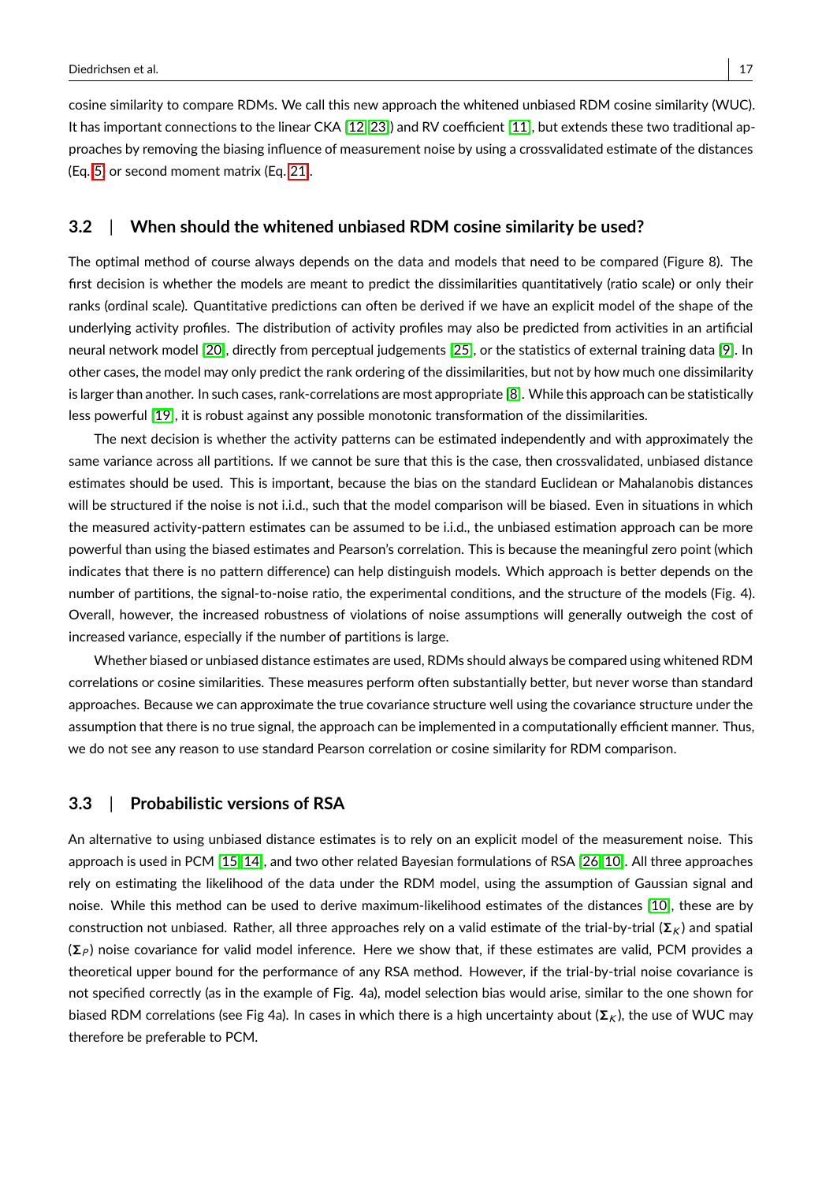cosine similarity to compare RDMs. We call this new approach the whitened unbiased RDM cosine similarity (WUC). It has important connections to the linear CKA [12, 23]) and RV coefficient [11], but extends these two traditional approaches by removing the biasing influence of measurement noise by using a crossvalidated estimate of the distances (Eq. 5) or second moment matrix (Eq. 21).

### 3.2 | When should the whitened unbiased RDM cosine similarity be used?

The optimal method of course always depends on the data and models that need to be compared (Figure 8). The first decision is whether the models are meant to predict the dissimilarities quantitatively (ratio scale) or only their ranks (ordinal scale). Quantitative predictions can often be derived if we have an explicit model of the shape of the underlying activity profiles. The distribution of activity profiles may also be predicted from activities in an artificial neural network model [20], directly from perceptual judgements [25], or the statistics of external training data [9]. In other cases, the model may only predict the rank ordering of the dissimilarities, but not by how much one dissimilarity is larger than another. In such cases, rank-correlations are most appropriate [8]. While this approach can be statistically less powerful [19], it is robust against any possible monotonic transformation of the dissimilarities.

The next decision is whether the activity patterns can be estimated independently and with approximately the same variance across all partitions. If we cannot be sure that this is the case, then crossvalidated, unbiased distance estimates should be used. This is important, because the bias on the standard Euclidean or Mahalanobis distances will be structured if the noise is not i.i.d., such that the model comparison will be biased. Even in situations in which the measured activity-pattern estimates can be assumed to be i.i.d., the unbiased estimation approach can be more powerful than using the biased estimates and Pearson's correlation. This is because the meaningful zero point (which indicates that there is no pattern difference) can help distinguish models. Which approach is better depends on the number of partitions, the signal-to-noise ratio, the experimental conditions, and the structure of the models (Fig. 4). Overall, however, the increased robustness of violations of noise assumptions will generally outweigh the cost of increased variance, especially if the number of partitions is large.

Whether biased or unbiased distance estimates are used, RDMs should always be compared using whitened RDM correlations or cosine similarities. These measures perform often substantially better, but never worse than standard approaches. Because we can approximate the true covariance structure well using the covariance structure under the assumption that there is no true signal, the approach can be implemented in a computationally efficient manner. Thus, we do not see any reason to use standard Pearson correlation or cosine similarity for RDM comparison.

### 3.3 | Probabilistic versions of RSA

An alternative to using unbiased distance estimates is to rely on an explicit model of the measurement noise. This approach is used in PCM [15, 14], and two other related Bayesian formulations of RSA [26, 10]. All three approaches rely on estimating the likelihood of the data under the RDM model, using the assumption of Gaussian signal and noise. While this method can be used to derive maximum-likelihood estimates of the distances [10], these are by construction not unbiased. Rather, all three approaches rely on a valid estimate of the trial-by-trial ($\mathbf{\Sigma}_K$) and spatial ($\mathbf{\Sigma}_P$) noise covariance for valid model inference. Here we show that, if these estimates are valid, PCM provides a theoretical upper bound for the performance of any RSA method. However, if the trial-by-trial noise covariance is not specified correctly (as in the example of Fig. 4a), model selection bias would arise, similar to the one shown for biased RDM correlations (see Fig 4a). In cases in which there is a high uncertainty about ($\mathbf{\Sigma}_K$), the use of WUC may therefore be preferable to PCM.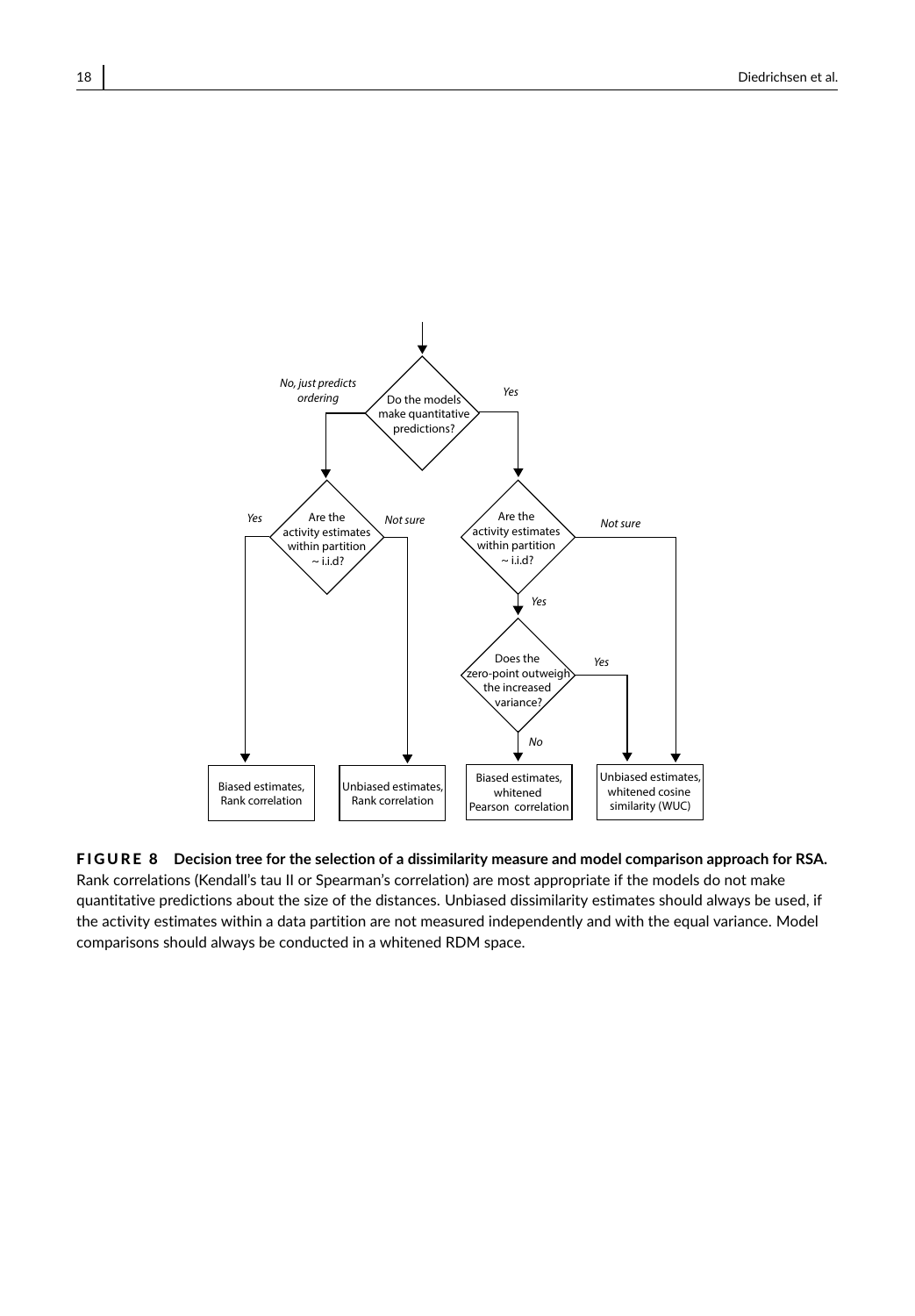Do the models make quantitative predictions?

No, just predicts ordering

Yes

Are the activity estimates within partition ~ i.i.d?

Yes

Not sure

Are the activity estimates within partition ~ i.i.d?

Not sure

Yes

Does the zero-point outweigh the increased variance?

Yes

No

Biased estimates, Rank correlation

Unbiased estimates, Rank correlation

Biased estimates, whitened Pearson correlation

Unbiased estimates, whitened cosine similarity (WUC)

**FIGURE 8 Decision tree for the selection of a dissimilarity measure and model comparison approach for RSA.** Rank correlations (Kendall's tau II or Spearman's correlation) are most appropriate if the models do not make quantitative predictions about the size of the distances. Unbiased dissimilarity estimates should always be used, if the activity estimates within a data partition are not measured independently and with the equal variance. Model comparisons should always be conducted in a whitened RDM space.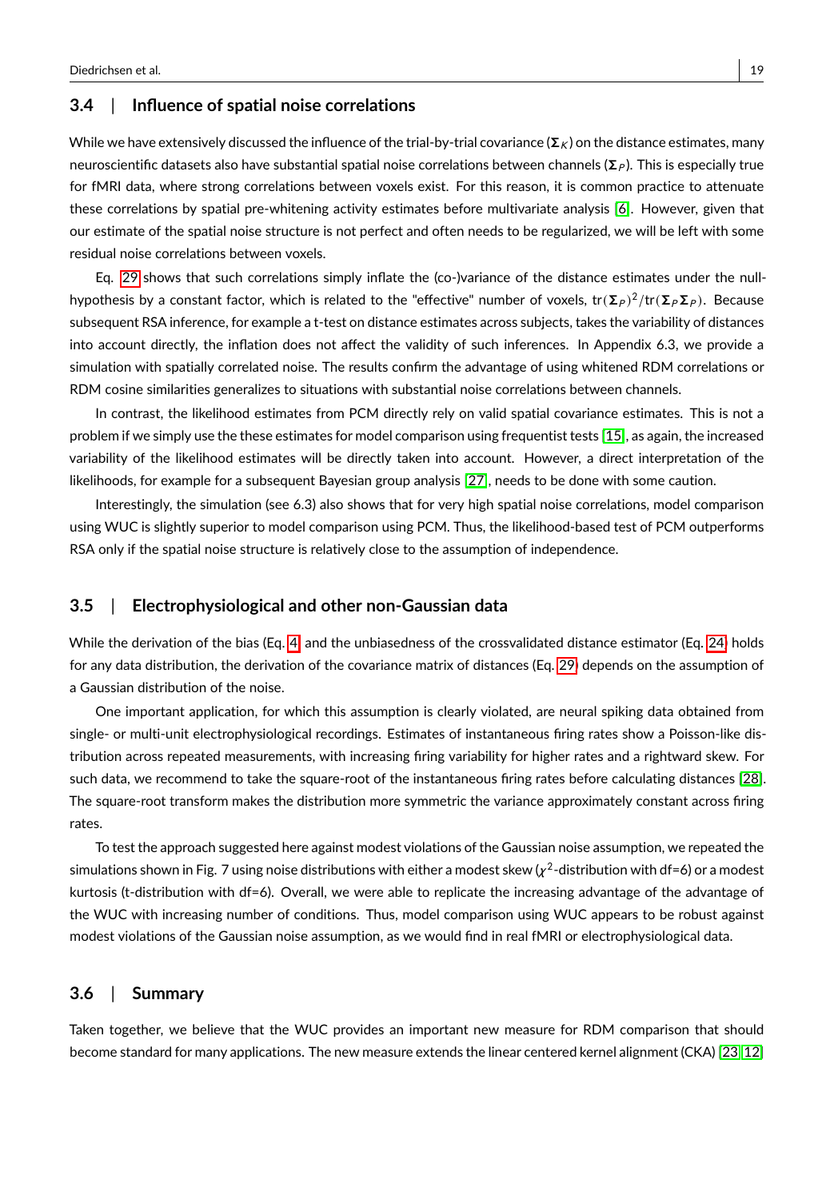## 3.4 | Influence of spatial noise correlations

While we have extensively discussed the influence of the trial-by-trial covariance ($\mathbf{\Sigma}_K$) on the distance estimates, many neuroscientific datasets also have substantial spatial noise correlations between channels ($\mathbf{\Sigma}_P$). This is especially true for fMRI data, where strong correlations between voxels exist. For this reason, it is common practice to attenuate these correlations by spatial pre-whitening activity estimates before multivariate analysis [6]. However, given that our estimate of the spatial noise structure is not perfect and often needs to be regularized, we will be left with some residual noise correlations between voxels.

Eq. 29 shows that such correlations simply inflate the (co-)variance of the distance estimates under the null-hypothesis by a constant factor, which is related to the "effective" number of voxels, $\text{tr}(\mathbf{\Sigma}_P)^2/\text{tr}(\mathbf{\Sigma}_P\mathbf{\Sigma}_P)$. Because subsequent RSA inference, for example a t-test on distance estimates across subjects, takes the variability of distances into account directly, the inflation does not affect the validity of such inferences. In Appendix 6.3, we provide a simulation with spatially correlated noise. The results confirm the advantage of using whitened RDM correlations or RDM cosine similarities generalizes to situations with substantial noise correlations between channels.

In contrast, the likelihood estimates from PCM directly rely on valid spatial covariance estimates. This is not a problem if we simply use the these estimates for model comparison using frequentist tests [15], as again, the increased variability of the likelihood estimates will be directly taken into account. However, a direct interpretation of the likelihoods, for example for a subsequent Bayesian group analysis [27], needs to be done with some caution.

Interestingly, the simulation (see 6.3) also shows that for very high spatial noise correlations, model comparison using WUC is slightly superior to model comparison using PCM. Thus, the likelihood-based test of PCM outperforms RSA only if the spatial noise structure is relatively close to the assumption of independence.

## 3.5 | Electrophysiological and other non-Gaussian data

While the derivation of the bias (Eq. 4) and the unbiasedness of the crossvalidated distance estimator (Eq. 24) holds for any data distribution, the derivation of the covariance matrix of distances (Eq. 29) depends on the assumption of a Gaussian distribution of the noise.

One important application, for which this assumption is clearly violated, are neural spiking data obtained from single- or multi-unit electrophysiological recordings. Estimates of instantaneous firing rates show a Poisson-like distribution across repeated measurements, with increasing firing variability for higher rates and a rightward skew. For such data, we recommend to take the square-root of the instantaneous firing rates before calculating distances [28]. The square-root transform makes the distribution more symmetric the variance approximately constant across firing rates.

To test the approach suggested here against modest violations of the Gaussian noise assumption, we repeated the simulations shown in Fig. 7 using noise distributions with either a modest skew ($\chi^2$-distribution with df=6) or a modest kurtosis (t-distribution with df=6). Overall, we were able to replicate the increasing advantage of the advantage of the WUC with increasing number of conditions. Thus, model comparison using WUC appears to be robust against modest violations of the Gaussian noise assumption, as we would find in real fMRI or electrophysiological data.

## 3.6 | Summary

Taken together, we believe that the WUC provides an important new measure for RDM comparison that should become standard for many applications. The new measure extends the linear centered kernel alignment (CKA) [23, 12]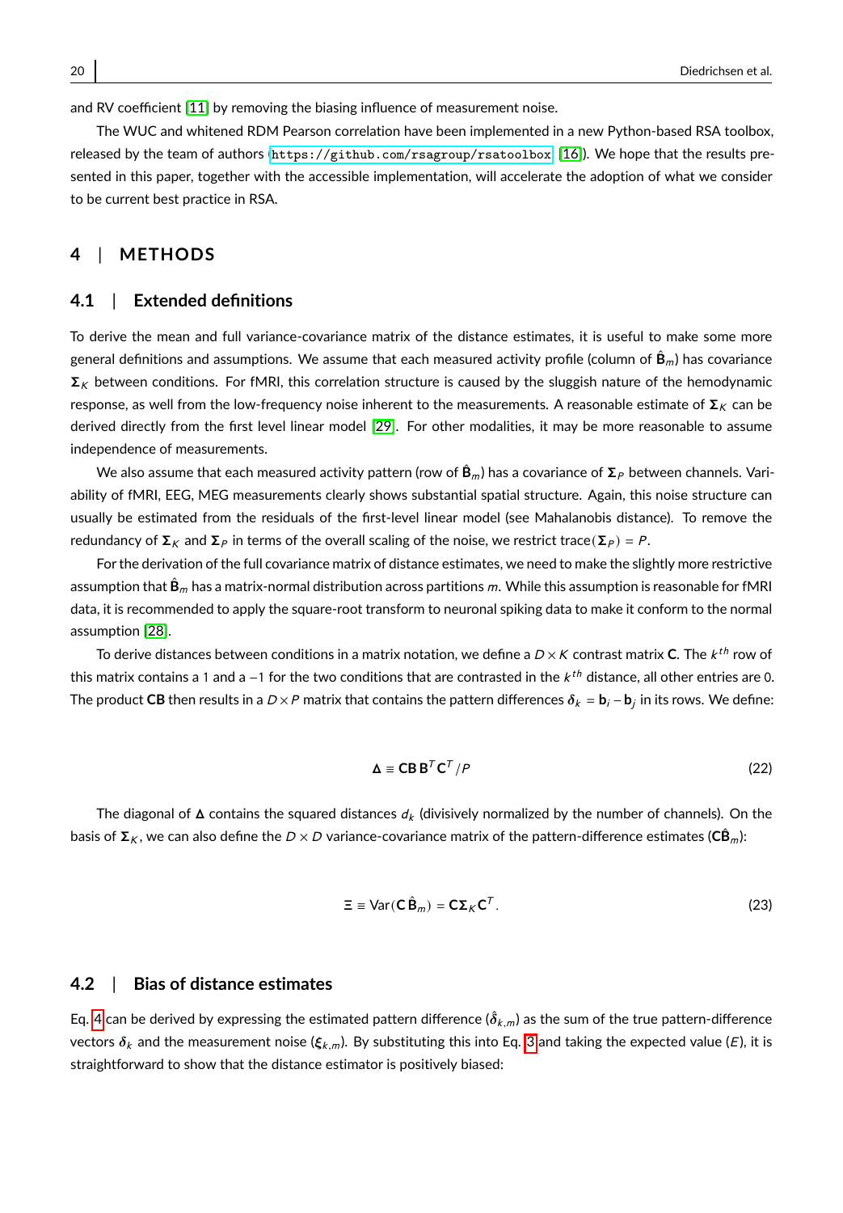and RV coefficient [11] by removing the biasing influence of measurement noise.

The WUC and whitened RDM Pearson correlation have been implemented in a new Python-based RSA toolbox, released by the team of authors (https://github.com/rsagroup/rsatoolbox [16]). We hope that the results presented in this paper, together with the accessible implementation, will accelerate the adoption of what we consider to be current best practice in RSA.

## 4 | METHODS

### 4.1 | Extended definitions

To derive the mean and full variance-covariance matrix of the distance estimates, it is useful to make some more general definitions and assumptions. We assume that each measured activity profile (column of $\hat{\mathbf{B}}_m$) has covariance $\mathbf{\Sigma}_K$ between conditions. For fMRI, this correlation structure is caused by the sluggish nature of the hemodynamic response, as well from the low-frequency noise inherent to the measurements. A reasonable estimate of $\mathbf{\Sigma}_K$ can be derived directly from the first level linear model [29]. For other modalities, it may be more reasonable to assume independence of measurements.

We also assume that each measured activity pattern (row of $\hat{\mathbf{B}}_m$) has a covariance of $\mathbf{\Sigma}_P$ between channels. Variability of fMRI, EEG, MEG measurements clearly shows substantial spatial structure. Again, this noise structure can usually be estimated from the residuals of the first-level linear model (see Mahalanobis distance). To remove the redundancy of $\mathbf{\Sigma}_K$ and $\mathbf{\Sigma}_P$ in terms of the overall scaling of the noise, we restrict $\text{trace}(\mathbf{\Sigma}_P) = P$.

For the derivation of the full covariance matrix of distance estimates, we need to make the slightly more restrictive assumption that $\hat{\mathbf{B}}_m$ has a matrix-normal distribution across partitions $m$. While this assumption is reasonable for fMRI data, it is recommended to apply the square-root transform to neuronal spiking data to make it conform to the normal assumption [28].

To derive distances between conditions in a matrix notation, we define a $D \times K$ contrast matrix $\mathbf{C}$. The $k^{th}$ row of this matrix contains a 1 and a $-1$ for the two conditions that are contrasted in the $k^{th}$ distance, all other entries are 0. The product $\mathbf{CB}$ then results in a $D \times P$ matrix that contains the pattern differences $\boldsymbol{\delta}_k = \mathbf{b}_i - \mathbf{b}_j$ in its rows. We define:

$$\mathbf{\Delta} \equiv \mathbf{C}\mathbf{B}\mathbf{B}^T\mathbf{C}^T/P \tag{22}$$

The diagonal of $\mathbf{\Delta}$ contains the squared distances $d_k$ (divisively normalized by the number of channels). On the basis of $\mathbf{\Sigma}_K$, we can also define the $D \times D$ variance-covariance matrix of the pattern-difference estimates ($\mathbf{C}\hat{\mathbf{B}}_m$):

$$\Xi \equiv \text{Var}(\mathbf{C}\hat{\mathbf{B}}_m) = \mathbf{C}\mathbf{\Sigma}_K\mathbf{C}^T. \tag{23}$$

### 4.2 | Bias of distance estimates

Eq. 4 can be derived by expressing the estimated pattern difference ($\hat{\boldsymbol{\delta}}_{k,m}$) as the sum of the true pattern-difference vectors $\boldsymbol{\delta}_k$ and the measurement noise ($\boldsymbol{\xi}_{k,m}$). By substituting this into Eq. 3 and taking the expected value ($E$), it is straightforward to show that the distance estimator is positively biased: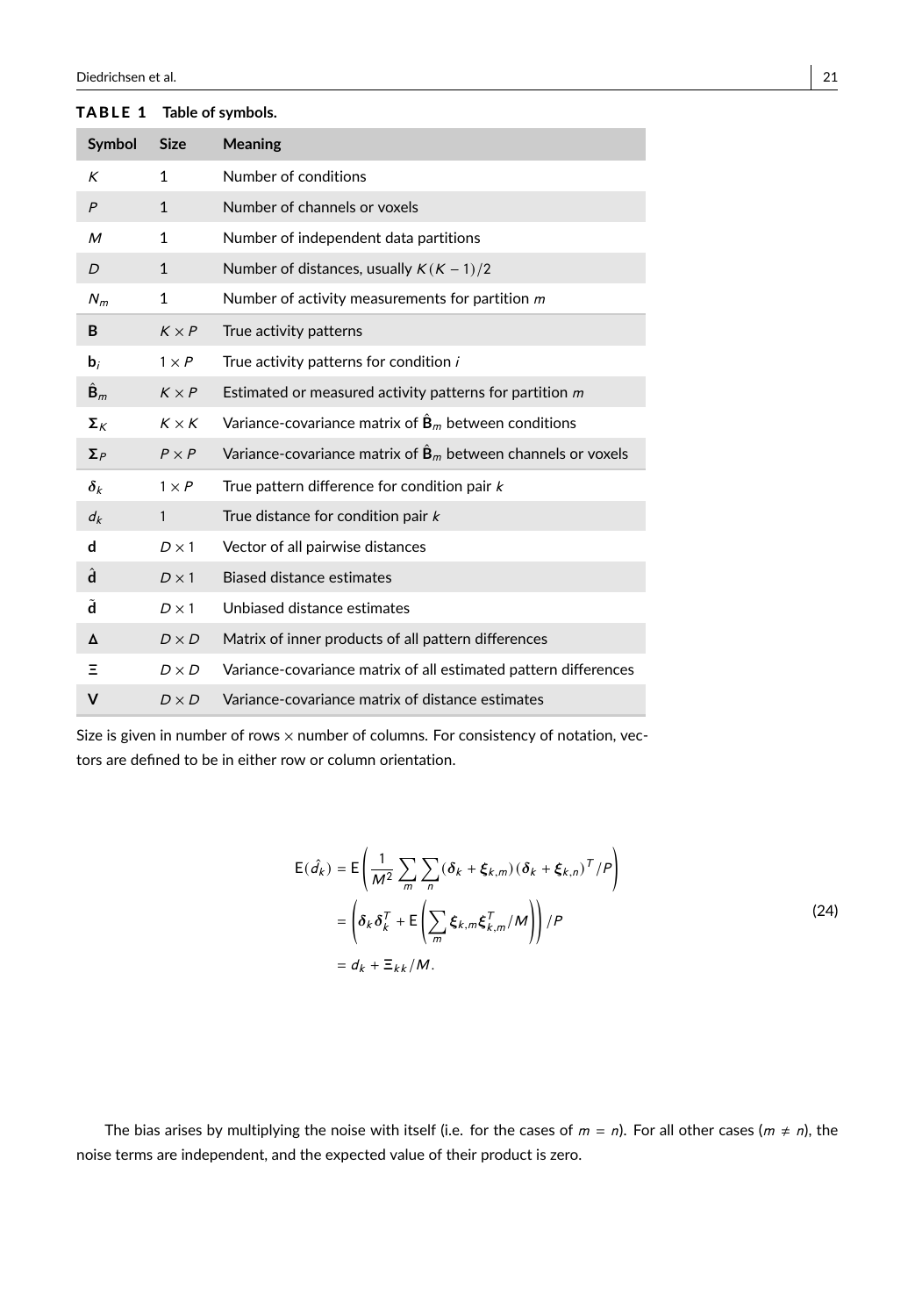**TABLE 1** Table of symbols.

| Symbol | Size | Meaning |
| --- | --- | --- |
| $K$ | 1 | Number of conditions |
| $P$ | 1 | Number of channels or voxels |
| $M$ | 1 | Number of independent data partitions |
| $D$ | 1 | Number of distances, usually $K(K-1)/2$ |
| $N_m$ | 1 | Number of activity measurements for partition $m$ |
| $\mathbf{B}$ | $K \times P$ | True activity patterns |
| $\mathbf{b}_i$ | $1 \times P$ | True activity patterns for condition $i$ |
| $\hat{\mathbf{B}}_m$ | $K \times P$ | Estimated or measured activity patterns for partition $m$ |
| $\boldsymbol{\Sigma}_K$ | $K \times K$ | Variance-covariance matrix of $\hat{\mathbf{B}}_m$ between conditions |
| $\boldsymbol{\Sigma}_P$ | $P \times P$ | Variance-covariance matrix of $\hat{\mathbf{B}}_m$ between channels or voxels |
| $\boldsymbol{\delta}_k$ | $1 \times P$ | True pattern difference for condition pair $k$ |
| $d_k$ | 1 | True distance for condition pair $k$ |
| $\mathbf{d}$ | $D \times 1$ | Vector of all pairwise distances |
| $\hat{\mathbf{d}}$ | $D \times 1$ | Biased distance estimates |
| $\tilde{\mathbf{d}}$ | $D \times 1$ | Unbiased distance estimates |
| $\boldsymbol{\Delta}$ | $D \times D$ | Matrix of inner products of all pattern differences |
| $\boldsymbol{\Xi}$ | $D \times D$ | Variance-covariance matrix of all estimated pattern differences |
| $\mathbf{V}$ | $D \times D$ | Variance-covariance matrix of distance estimates |

Size is given in number of rows × number of columns. For consistency of notation, vectors are defined to be in either row or column orientation.

$$
\begin{aligned}
\mathrm{E}(\hat{d}_k) &= \mathrm{E}\left(\frac{1}{M^2}\sum_m \sum_n (\boldsymbol{\delta}_k + \boldsymbol{\xi}_{k,m})(\boldsymbol{\delta}_k + \boldsymbol{\xi}_{k,n})^T/P\right) \\
&= \left(\boldsymbol{\delta}_k \boldsymbol{\delta}_k^T + \mathrm{E}\left(\sum_m \boldsymbol{\xi}_{k,m}\boldsymbol{\xi}_{k,m}^T/M\right)\right)/P \\
&= d_k + \Xi_{kk}/M.
\end{aligned}
\tag{24}
$$

The bias arises by multiplying the noise with itself (i.e. for the cases of $m = n$). For all other cases ($m \neq n$), the noise terms are independent, and the expected value of their product is zero.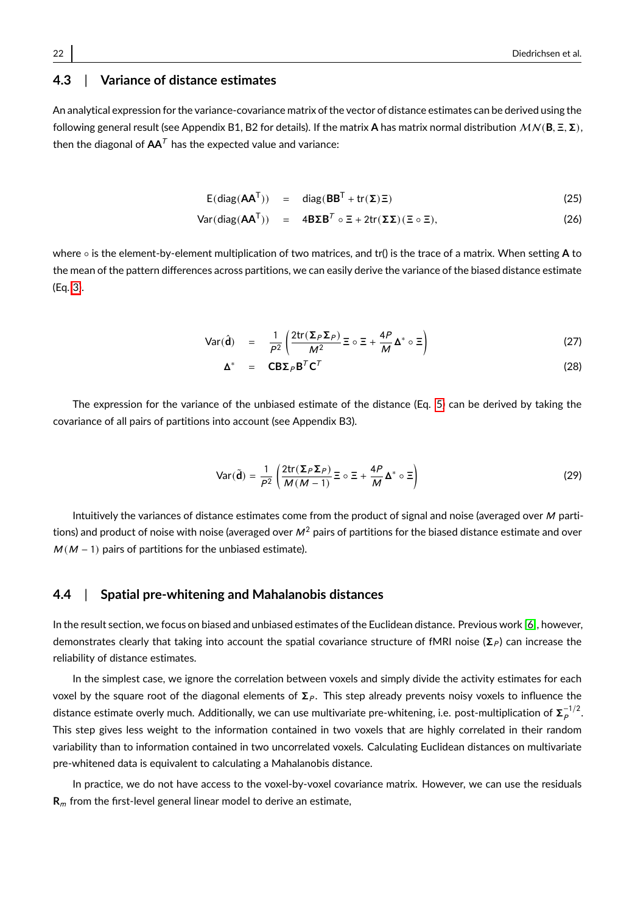## 4.3 | Variance of distance estimates

An analytical expression for the variance-covariance matrix of the vector of distance estimates can be derived using the following general result (see Appendix B1, B2 for details). If the matrix $\mathbf{A}$ has matrix normal distribution $\mathcal{MN}(\mathbf{B}, \Xi, \mathbf{\Sigma})$, then the diagonal of $\mathbf{A}\mathbf{A}^T$ has the expected value and variance:

$$
\begin{aligned}
\mathrm{E}(\mathrm{diag}(\mathbf{A}\mathbf{A}^{\mathsf{T}})) &= \mathrm{diag}(\mathbf{B}\mathbf{B}^{\mathsf{T}} + \mathrm{tr}(\mathbf{\Sigma})\Xi) && (25) \\
\mathrm{Var}(\mathrm{diag}(\mathbf{A}\mathbf{A}^{\mathsf{T}})) &= 4\mathbf{B}\mathbf{\Sigma}\mathbf{B}^T \circ \Xi + 2\mathrm{tr}(\mathbf{\Sigma}\mathbf{\Sigma})(\Xi \circ \Xi), && (26)
\end{aligned}
$$

where $\circ$ is the element-by-element multiplication of two matrices, and tr() is the trace of a matrix. When setting $\mathbf{A}$ to the mean of the pattern differences across partitions, we can easily derive the variance of the biased distance estimate (Eq. 3).

$$
\begin{aligned}
\mathrm{Var}(\hat{\mathbf{d}}) &= \frac{1}{P^2}\left(\frac{2\mathrm{tr}(\mathbf{\Sigma}_P\mathbf{\Sigma}_P)}{M^2}\Xi \circ \Xi + \frac{4P}{M}\mathbf{\Delta}^* \circ \Xi\right) && (27) \\
\mathbf{\Delta}^* &= \mathbf{C}\mathbf{B}\mathbf{\Sigma}_P\mathbf{B}^T\mathbf{C}^T && (28)
\end{aligned}
$$

The expression for the variance of the unbiased estimate of the distance (Eq. 5) can be derived by taking the covariance of all pairs of partitions into account (see Appendix B3).

$$
\mathrm{Var}(\tilde{\mathbf{d}}) = \frac{1}{P^2}\left(\frac{2\mathrm{tr}(\mathbf{\Sigma}_P\mathbf{\Sigma}_P)}{M(M-1)}\Xi \circ \Xi + \frac{4P}{M}\mathbf{\Delta}^* \circ \Xi\right) \qquad (29)
$$

Intuitively the variances of distance estimates come from the product of signal and noise (averaged over $M$ partitions) and product of noise with noise (averaged over $M^2$ pairs of partitions for the biased distance estimate and over $M(M-1)$ pairs of partitions for the unbiased estimate).

## 4.4 | Spatial pre-whitening and Mahalanobis distances

In the result section, we focus on biased and unbiased estimates of the Euclidean distance. Previous work [6], however, demonstrates clearly that taking into account the spatial covariance structure of fMRI noise ($\mathbf{\Sigma}_P$) can increase the reliability of distance estimates.

In the simplest case, we ignore the correlation between voxels and simply divide the activity estimates for each voxel by the square root of the diagonal elements of $\mathbf{\Sigma}_P$. This step already prevents noisy voxels to influence the distance estimate overly much. Additionally, we can use multivariate pre-whitening, i.e. post-multiplication of $\mathbf{\Sigma}_P^{-1/2}$. This step gives less weight to the information contained in two voxels that are highly correlated in their random variability than to information contained in two uncorrelated voxels. Calculating Euclidean distances on multivariate pre-whitened data is equivalent to calculating a Mahalanobis distance.

In practice, we do not have access to the voxel-by-voxel covariance matrix. However, we can use the residuals $\mathbf{R}_m$ from the first-level general linear model to derive an estimate,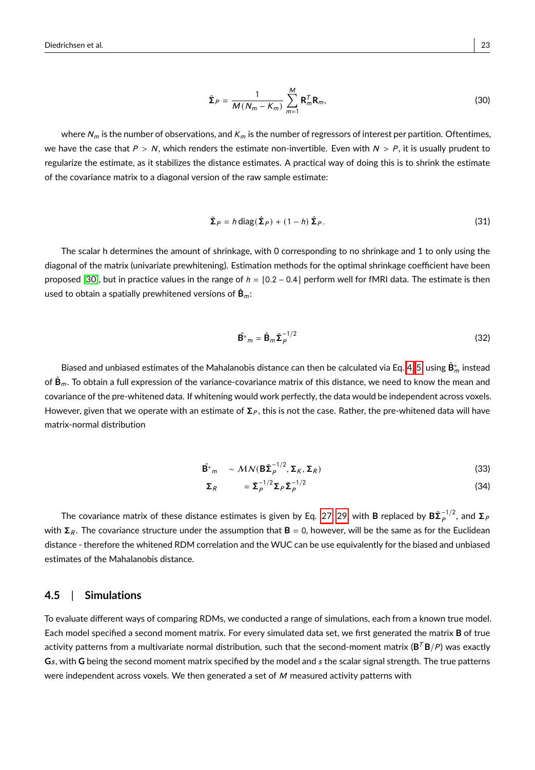$$\hat{\boldsymbol{\Sigma}}_P = \frac{1}{M(N_m - K_m)} \sum_{m=1}^{M} \mathbf{R}_m^T \mathbf{R}_m, \tag{30}$$

where $N_m$ is the number of observations, and $K_m$ is the number of regressors of interest per partition. Oftentimes, we have the case that $P > N$, which renders the estimate non-invertible. Even with $N > P$, it is usually prudent to regularize the estimate, as it stabilizes the distance estimates. A practical way of doing this is to shrink the estimate of the covariance matrix to a diagonal version of the raw sample estimate:

$$\tilde{\boldsymbol{\Sigma}}_P = h\,\mathrm{diag}(\hat{\boldsymbol{\Sigma}}_P) + (1-h)\,\hat{\boldsymbol{\Sigma}}_P. \tag{31}$$

The scalar h determines the amount of shrinkage, with 0 corresponding to no shrinkage and 1 to only using the diagonal of the matrix (univariate prewhitening). Estimation methods for the optimal shrinkage coefficient have been proposed [30], but in practice values in the range of $h = [0.2 - 0.4]$ perform well for fMRI data. The estimate is then used to obtain a spatially prewhitened versions of $\hat{\mathbf{B}}_m$:

$$\hat{\mathbf{B}^*}_m = \hat{\mathbf{B}}_m \tilde{\boldsymbol{\Sigma}}_P^{-1/2} \tag{32}$$

Biased and unbiased estimates of the Mahalanobis distance can then be calculated via Eq. 4, 5 using $\hat{\mathbf{B}}^*_m$ instead of $\hat{\mathbf{B}}_m$. To obtain a full expression of the variance-covariance matrix of this distance, we need to know the mean and covariance of the pre-whitened data. If whitening would work perfectly, the data would be independent across voxels. However, given that we operate with an estimate of $\boldsymbol{\Sigma}_P$, this is not the case. Rather, the pre-whitened data will have matrix-normal distribution

$$\hat{\mathbf{B}^*}_m \sim \mathcal{MN}(\mathbf{B}\tilde{\boldsymbol{\Sigma}}_P^{-1/2}, \boldsymbol{\Sigma}_K, \boldsymbol{\Sigma}_R) \tag{33}$$

$$\boldsymbol{\Sigma}_R = \tilde{\boldsymbol{\Sigma}}_P^{-1/2} \boldsymbol{\Sigma}_P \tilde{\boldsymbol{\Sigma}}_P^{-1/2} \tag{34}$$

The covariance matrix of these distance estimates is given by Eq. 27, 29 with $\mathbf{B}$ replaced by $\mathbf{B}\tilde{\boldsymbol{\Sigma}}_P^{-1/2}$, and $\boldsymbol{\Sigma}_P$ with $\boldsymbol{\Sigma}_R$. The covariance structure under the assumption that $\mathbf{B} = 0$, however, will be the same as for the Euclidean distance - therefore the whitened RDM correlation and the WUC can be use equivalently for the biased and unbiased estimates of the Mahalanobis distance.

## 4.5 | Simulations

To evaluate different ways of comparing RDMs, we conducted a range of simulations, each from a known true model. Each model specified a second moment matrix. For every simulated data set, we first generated the matrix $\mathbf{B}$ of true activity patterns from a multivariate normal distribution, such that the second-moment matrix ($\mathbf{B}^T\mathbf{B}/P$) was exactly $\mathbf{G}s$, with $\mathbf{G}$ being the second moment matrix specified by the model and $s$ the scalar signal strength. The true patterns were independent across voxels. We then generated a set of $M$ measured activity patterns with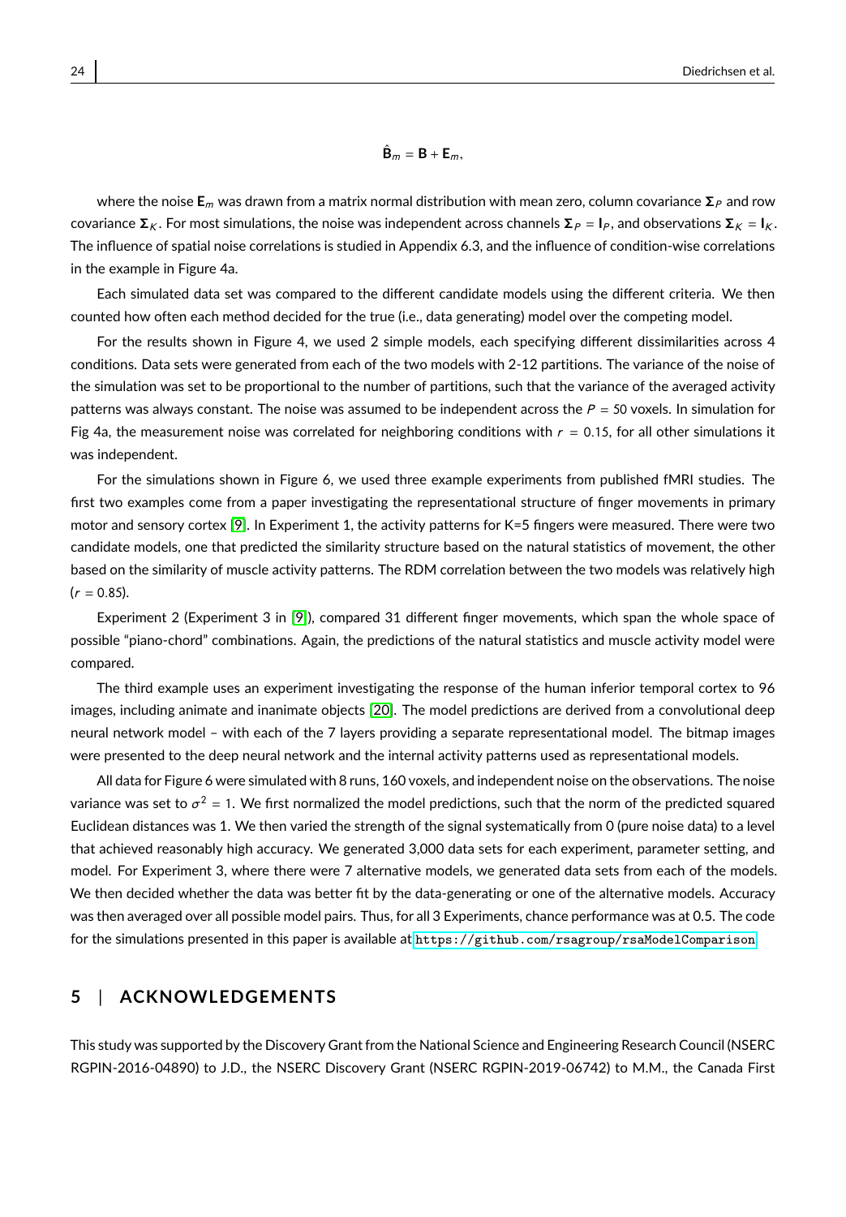$$\hat{\mathbf{B}}_m = \mathbf{B} + \mathbf{E}_m,$$

where the noise $\mathbf{E}_m$ was drawn from a matrix normal distribution with mean zero, column covariance $\mathbf{\Sigma}_P$ and row covariance $\mathbf{\Sigma}_K$. For most simulations, the noise was independent across channels $\mathbf{\Sigma}_P = \mathbf{I}_P$, and observations $\mathbf{\Sigma}_K = \mathbf{I}_K$. The influence of spatial noise correlations is studied in Appendix 6.3, and the influence of condition-wise correlations in the example in Figure 4a.

Each simulated data set was compared to the different candidate models using the different criteria. We then counted how often each method decided for the true (i.e., data generating) model over the competing model.

For the results shown in Figure 4, we used 2 simple models, each specifying different dissimilarities across 4 conditions. Data sets were generated from each of the two models with 2-12 partitions. The variance of the noise of the simulation was set to be proportional to the number of partitions, such that the variance of the averaged activity patterns was always constant. The noise was assumed to be independent across the $P = 50$ voxels. In simulation for Fig 4a, the measurement noise was correlated for neighboring conditions with $r = 0.15$, for all other simulations it was independent.

For the simulations shown in Figure 6, we used three example experiments from published fMRI studies. The first two examples come from a paper investigating the representational structure of finger movements in primary motor and sensory cortex [9]. In Experiment 1, the activity patterns for K=5 fingers were measured. There were two candidate models, one that predicted the similarity structure based on the natural statistics of movement, the other based on the similarity of muscle activity patterns. The RDM correlation between the two models was relatively high ($r = 0.85$).

Experiment 2 (Experiment 3 in [9]), compared 31 different finger movements, which span the whole space of possible "piano-chord" combinations. Again, the predictions of the natural statistics and muscle activity model were compared.

The third example uses an experiment investigating the response of the human inferior temporal cortex to 96 images, including animate and inanimate objects [20]. The model predictions are derived from a convolutional deep neural network model – with each of the 7 layers providing a separate representational model. The bitmap images were presented to the deep neural network and the internal activity patterns used as representational models.

All data for Figure 6 were simulated with 8 runs, 160 voxels, and independent noise on the observations. The noise variance was set to $\sigma^2 = 1$. We first normalized the model predictions, such that the norm of the predicted squared Euclidean distances was 1. We then varied the strength of the signal systematically from 0 (pure noise data) to a level that achieved reasonably high accuracy. We generated 3,000 data sets for each experiment, parameter setting, and model. For Experiment 3, where there were 7 alternative models, we generated data sets from each of the models. We then decided whether the data was better fit by the data-generating or one of the alternative models. Accuracy was then averaged over all possible model pairs. Thus, for all 3 Experiments, chance performance was at 0.5. The code for the simulations presented in this paper is available at https://github.com/rsagroup/rsaModelComparison.

## 5 | ACKNOWLEDGEMENTS

This study was supported by the Discovery Grant from the National Science and Engineering Research Council (NSERC RGPIN-2016-04890) to J.D., the NSERC Discovery Grant (NSERC RGPIN-2019-06742) to M.M., the Canada First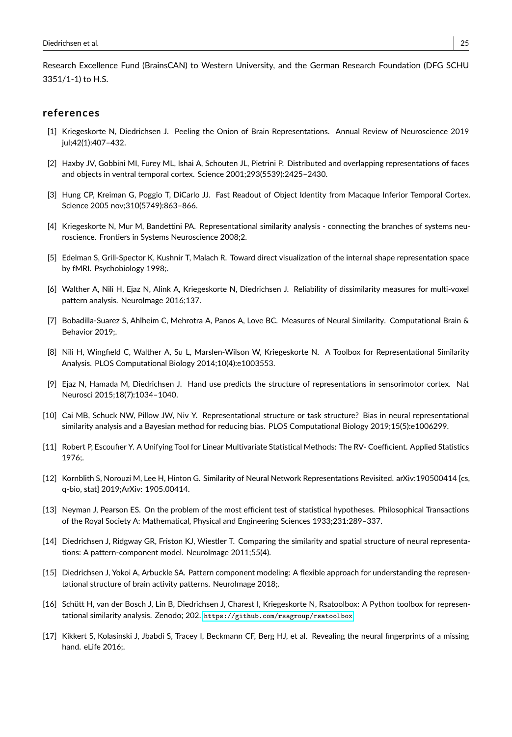Research Excellence Fund (BrainsCAN) to Western University, and the German Research Foundation (DFG SCHU 3351/1-1) to H.S.

## references

[1] Kriegeskorte N, Diedrichsen J. Peeling the Onion of Brain Representations. Annual Review of Neuroscience 2019 jul;42(1):407–432.

[2] Haxby JV, Gobbini MI, Furey ML, Ishai A, Schouten JL, Pietrini P. Distributed and overlapping representations of faces and objects in ventral temporal cortex. Science 2001;293(5539):2425–2430.

[3] Hung CP, Kreiman G, Poggio T, DiCarlo JJ. Fast Readout of Object Identity from Macaque Inferior Temporal Cortex. Science 2005 nov;310(5749):863–866.

[4] Kriegeskorte N, Mur M, Bandettini PA. Representational similarity analysis - connecting the branches of systems neuroscience. Frontiers in Systems Neuroscience 2008;2.

[5] Edelman S, Grill-Spector K, Kushnir T, Malach R. Toward direct visualization of the internal shape representation space by fMRI. Psychobiology 1998;.

[6] Walther A, Nili H, Ejaz N, Alink A, Kriegeskorte N, Diedrichsen J. Reliability of dissimilarity measures for multi-voxel pattern analysis. NeuroImage 2016;137.

[7] Bobadilla-Suarez S, Ahlheim C, Mehrotra A, Panos A, Love BC. Measures of Neural Similarity. Computational Brain & Behavior 2019;.

[8] Nili H, Wingfield C, Walther A, Su L, Marslen-Wilson W, Kriegeskorte N. A Toolbox for Representational Similarity Analysis. PLOS Computational Biology 2014;10(4):e1003553.

[9] Ejaz N, Hamada M, Diedrichsen J. Hand use predicts the structure of representations in sensorimotor cortex. Nat Neurosci 2015;18(7):1034–1040.

[10] Cai MB, Schuck NW, Pillow JW, Niv Y. Representational structure or task structure? Bias in neural representational similarity analysis and a Bayesian method for reducing bias. PLOS Computational Biology 2019;15(5):e1006299.

[11] Robert P, Escoufier Y. A Unifying Tool for Linear Multivariate Statistical Methods: The RV- Coefficient. Applied Statistics 1976;.

[12] Kornblith S, Norouzi M, Lee H, Hinton G. Similarity of Neural Network Representations Revisited. arXiv:190500414 [cs, q-bio, stat] 2019;ArXiv: 1905.00414.

[13] Neyman J, Pearson ES. On the problem of the most efficient test of statistical hypotheses. Philosophical Transactions of the Royal Society A: Mathematical, Physical and Engineering Sciences 1933;231:289–337.

[14] Diedrichsen J, Ridgway GR, Friston KJ, Wiestler T. Comparing the similarity and spatial structure of neural representations: A pattern-component model. NeuroImage 2011;55(4).

[15] Diedrichsen J, Yokoi A, Arbuckle SA. Pattern component modeling: A flexible approach for understanding the representational structure of brain activity patterns. NeuroImage 2018;.

[16] Schütt H, van der Bosch J, Lin B, Diedrichsen J, Charest I, Kriegeskorte N, Rsatoolbox: A Python toolbox for representational similarity analysis. Zenodo; 202. https://github.com/rsagroup/rsatoolbox

[17] Kikkert S, Kolasinski J, Jbabdi S, Tracey I, Beckmann CF, Berg HJ, et al. Revealing the neural fingerprints of a missing hand. eLife 2016;.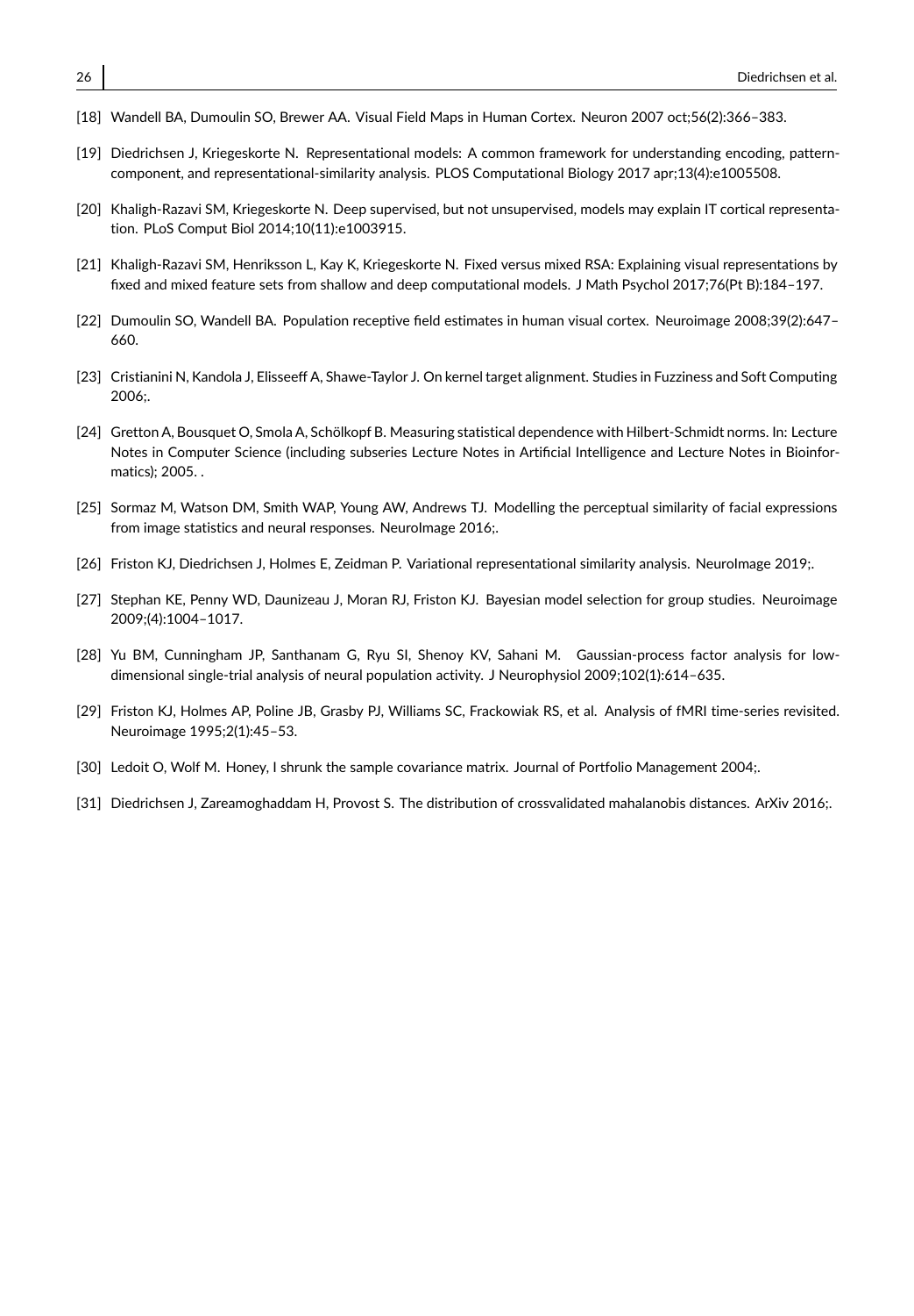[18] Wandell BA, Dumoulin SO, Brewer AA. Visual Field Maps in Human Cortex. Neuron 2007 oct;56(2):366–383.

[19] Diedrichsen J, Kriegeskorte N. Representational models: A common framework for understanding encoding, pattern-component, and representational-similarity analysis. PLOS Computational Biology 2017 apr;13(4):e1005508.

[20] Khaligh-Razavi SM, Kriegeskorte N. Deep supervised, but not unsupervised, models may explain IT cortical representation. PLoS Comput Biol 2014;10(11):e1003915.

[21] Khaligh-Razavi SM, Henriksson L, Kay K, Kriegeskorte N. Fixed versus mixed RSA: Explaining visual representations by fixed and mixed feature sets from shallow and deep computational models. J Math Psychol 2017;76(Pt B):184–197.

[22] Dumoulin SO, Wandell BA. Population receptive field estimates in human visual cortex. Neuroimage 2008;39(2):647–660.

[23] Cristianini N, Kandola J, Elisseeff A, Shawe-Taylor J. On kernel target alignment. Studies in Fuzziness and Soft Computing 2006;.

[24] Gretton A, Bousquet O, Smola A, Schölkopf B. Measuring statistical dependence with Hilbert-Schmidt norms. In: Lecture Notes in Computer Science (including subseries Lecture Notes in Artificial Intelligence and Lecture Notes in Bioinformatics); 2005. .

[25] Sormaz M, Watson DM, Smith WAP, Young AW, Andrews TJ. Modelling the perceptual similarity of facial expressions from image statistics and neural responses. NeuroImage 2016;.

[26] Friston KJ, Diedrichsen J, Holmes E, Zeidman P. Variational representational similarity analysis. NeuroImage 2019;.

[27] Stephan KE, Penny WD, Daunizeau J, Moran RJ, Friston KJ. Bayesian model selection for group studies. Neuroimage 2009;(4):1004–1017.

[28] Yu BM, Cunningham JP, Santhanam G, Ryu SI, Shenoy KV, Sahani M. Gaussian-process factor analysis for low-dimensional single-trial analysis of neural population activity. J Neurophysiol 2009;102(1):614–635.

[29] Friston KJ, Holmes AP, Poline JB, Grasby PJ, Williams SC, Frackowiak RS, et al. Analysis of fMRI time-series revisited. Neuroimage 1995;2(1):45–53.

[30] Ledoit O, Wolf M. Honey, I shrunk the sample covariance matrix. Journal of Portfolio Management 2004;.

[31] Diedrichsen J, Zareamoghaddam H, Provost S. The distribution of crossvalidated mahalanobis distances. ArXiv 2016;.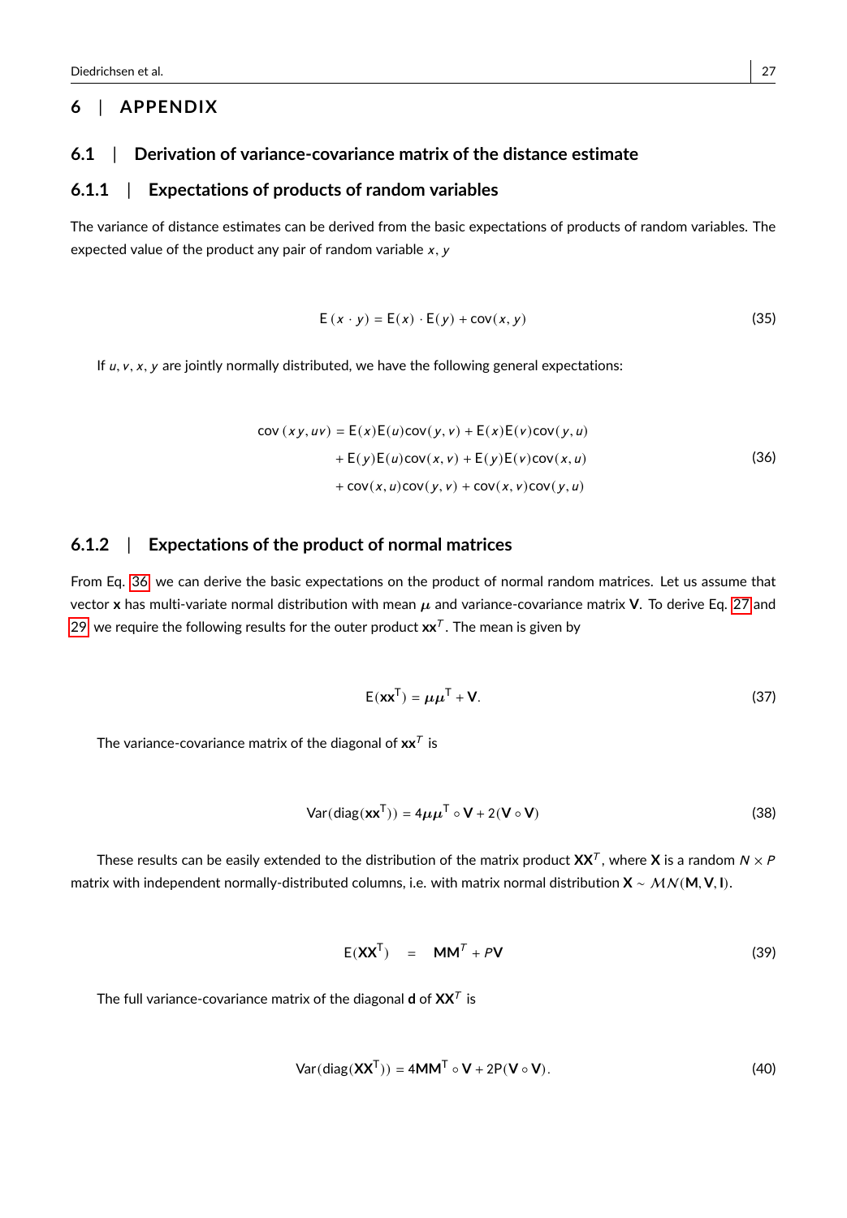## 6 | APPENDIX

### 6.1 | Derivation of variance-covariance matrix of the distance estimate

#### 6.1.1 | Expectations of products of random variables

The variance of distance estimates can be derived from the basic expectations of products of random variables. The expected value of the product any pair of random variable $x, y$

$$\mathrm{E}(x \cdot y) = \mathrm{E}(x) \cdot \mathrm{E}(y) + \mathrm{cov}(x, y) \tag{35}$$

If $u, v, x, y$ are jointly normally distributed, we have the following general expectations:

$$\begin{aligned}
\mathrm{cov}(xy, uv) = & \ \mathrm{E}(x)\mathrm{E}(u)\mathrm{cov}(y, v) + \mathrm{E}(x)\mathrm{E}(v)\mathrm{cov}(y, u) \\
& + \mathrm{E}(y)\mathrm{E}(u)\mathrm{cov}(x, v) + \mathrm{E}(y)\mathrm{E}(v)\mathrm{cov}(x, u) \\
& + \mathrm{cov}(x, u)\mathrm{cov}(y, v) + \mathrm{cov}(x, v)\mathrm{cov}(y, u)
\end{aligned} \tag{36}$$

#### 6.1.2 | Expectations of the product of normal matrices

From Eq. 36 we can derive the basic expectations on the product of normal random matrices. Let us assume that vector $\mathbf{x}$ has multi-variate normal distribution with mean $\boldsymbol{\mu}$ and variance-covariance matrix $\mathbf{V}$. To derive Eq. 27 and 29 we require the following results for the outer product $\mathbf{x}\mathbf{x}^T$. The mean is given by

$$\mathrm{E}(\mathbf{x}\mathbf{x}^{\mathsf{T}}) = \boldsymbol{\mu}\boldsymbol{\mu}^{\mathsf{T}} + \mathbf{V}. \tag{37}$$

The variance-covariance matrix of the diagonal of $\mathbf{x}\mathbf{x}^T$ is

$$\mathrm{Var}(\mathrm{diag}(\mathbf{x}\mathbf{x}^{\mathsf{T}})) = 4\boldsymbol{\mu}\boldsymbol{\mu}^{\mathsf{T}} \circ \mathbf{V} + 2(\mathbf{V} \circ \mathbf{V}) \tag{38}$$

These results can be easily extended to the distribution of the matrix product $\mathbf{X}\mathbf{X}^T$, where $\mathbf{X}$ is a random $N \times P$ matrix with independent normally-distributed columns, i.e. with matrix normal distribution $\mathbf{X} \sim \mathcal{MN}(\mathbf{M}, \mathbf{V}, \mathbf{I})$.

$$\mathrm{E}(\mathbf{X}\mathbf{X}^{\mathsf{T}}) \quad = \quad \mathbf{M}\mathbf{M}^T + P\mathbf{V} \tag{39}$$

The full variance-covariance matrix of the diagonal $\mathbf{d}$ of $\mathbf{X}\mathbf{X}^T$ is

$$\mathrm{Var}(\mathrm{diag}(\mathbf{X}\mathbf{X}^{\mathsf{T}})) = 4\mathbf{M}\mathbf{M}^{\mathsf{T}} \circ \mathbf{V} + 2\mathrm{P}(\mathbf{V} \circ \mathbf{V}). \tag{40}$$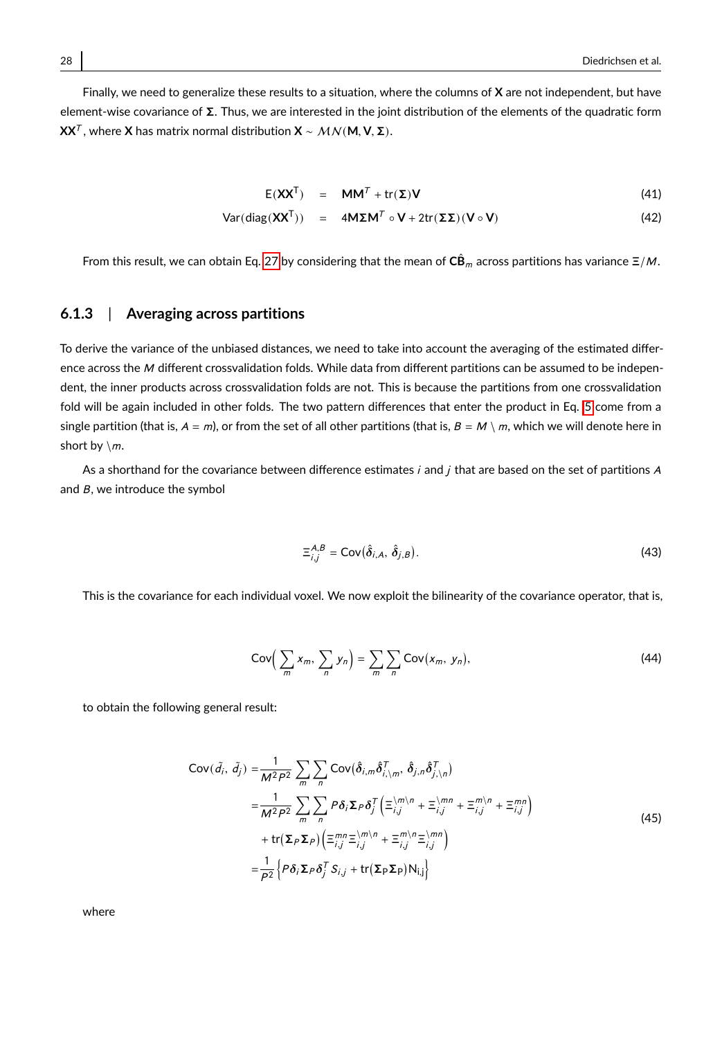Finally, we need to generalize these results to a situation, where the columns of $\mathbf{X}$ are not independent, but have element-wise covariance of $\mathbf{\Sigma}$. Thus, we are interested in the joint distribution of the elements of the quadratic form $\mathbf{X}\mathbf{X}^T$, where $\mathbf{X}$ has matrix normal distribution $\mathbf{X} \sim \mathcal{MN}(\mathbf{M}, \mathbf{V}, \mathbf{\Sigma})$.

$$
\begin{aligned}
\mathrm{E}(\mathbf{X}\mathbf{X}^{\mathsf{T}}) &= \mathbf{M}\mathbf{M}^T + \mathrm{tr}(\mathbf{\Sigma})\mathbf{V} && (41)\\
\mathrm{Var}(\mathrm{diag}(\mathbf{X}\mathbf{X}^{\mathsf{T}})) &= 4\mathbf{M}\mathbf{\Sigma}\mathbf{M}^T \circ \mathbf{V} + 2\mathrm{tr}(\mathbf{\Sigma}\mathbf{\Sigma})(\mathbf{V} \circ \mathbf{V}) && (42)
\end{aligned}
$$

From this result, we can obtain Eq. 27 by considering that the mean of $\mathbf{C}\hat{\mathbf{B}}_m$ across partitions has variance $\Xi/M$.

### 6.1.3 | Averaging across partitions

To derive the variance of the unbiased distances, we need to take into account the averaging of the estimated difference across the $M$ different crossvalidation folds. While data from different partitions can be assumed to be independent, the inner products across crossvalidation folds are not. This is because the partitions from one crossvalidation fold will be again included in other folds. The two pattern differences that enter the product in Eq. 5 come from a single partition (that is, $A = m$), or from the set of all other partitions (that is, $B = M \setminus m$, which we will denote here in short by $\setminus m$.

As a shorthand for the covariance between difference estimates $i$ and $j$ that are based on the set of partitions $A$ and $B$, we introduce the symbol

$$
\Xi_{i,j}^{A,B} = \mathrm{Cov}(\hat{\boldsymbol{\delta}}_{i,A},\ \hat{\boldsymbol{\delta}}_{j,B}). \tag{43}
$$

This is the covariance for each individual voxel. We now exploit the bilinearity of the covariance operator, that is,

$$
\mathrm{Cov}\Big(\sum_m x_m,\ \sum_n y_n\Big) = \sum_m \sum_n \mathrm{Cov}(x_m,\ y_n), \tag{44}
$$

to obtain the following general result:

$$
\begin{aligned}
\mathrm{Cov}(\tilde{d_i},\ \tilde{d_j}) =& \frac{1}{M^2P^2} \sum_m \sum_n \mathrm{Cov}\big(\hat{\boldsymbol{\delta}}_{i,m}\hat{\boldsymbol{\delta}}_{i,\setminus m}^T,\ \hat{\boldsymbol{\delta}}_{j,n}\hat{\boldsymbol{\delta}}_{j,\setminus n}^T\big)\\
=& \frac{1}{M^2P^2} \sum_m \sum_n P\boldsymbol{\delta}_i \mathbf{\Sigma}_P \boldsymbol{\delta}_j^T \left(\Xi_{i,j}^{\setminus m \setminus n} + \Xi_{i,j}^{\setminus mn} + \Xi_{i,j}^{m \setminus n} + \Xi_{i,j}^{mn}\right)\\
&+ \mathrm{tr}(\mathbf{\Sigma}_P\mathbf{\Sigma}_P)\left(\Xi_{i,j}^{mn}\Xi_{i,j}^{\setminus m \setminus n} + \Xi_{i,j}^{m\setminus n}\Xi_{i,j}^{\setminus mn}\right)\\
=& \frac{1}{P^2}\left\{P\boldsymbol{\delta}_i\mathbf{\Sigma}_P\boldsymbol{\delta}_j^T S_{i,j} + \mathrm{tr}(\mathbf{\Sigma}_P\mathbf{\Sigma}_P)\mathrm{N}_{i,j}\right\}
\end{aligned} \tag{45}
$$

where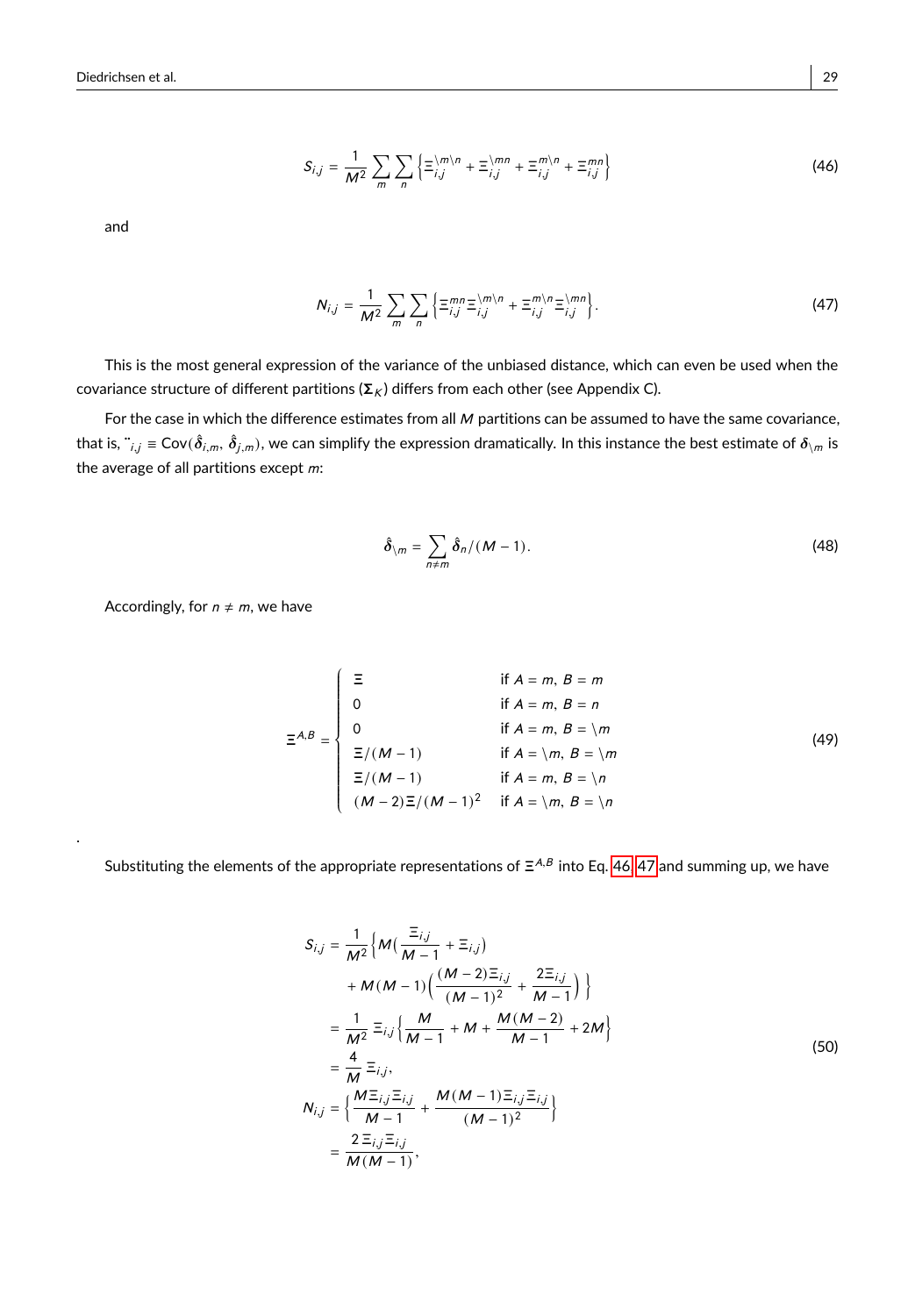$$S_{i,j} = \frac{1}{M^2} \sum_m \sum_n \left\{ \Xi_{i,j}^{\backslash m \backslash n} + \Xi_{i,j}^{\backslash mn} + \Xi_{i,j}^{m \backslash n} + \Xi_{i,j}^{mn} \right\} \tag{46}$$

and

$$N_{i,j} = \frac{1}{M^2} \sum_m \sum_n \left\{ \Xi_{i,j}^{mn} \Xi_{i,j}^{\backslash m \backslash n} + \Xi_{i,j}^{m \backslash n} \Xi_{i,j}^{\backslash mn} \right\}. \tag{47}$$

This is the most general expression of the variance of the unbiased distance, which can even be used when the covariance structure of different partitions ($\mathbf{\Sigma}_K$) differs from each other (see Appendix C).

For the case in which the difference estimates from all $M$ partitions can be assumed to have the same covariance, that is, $\ddot{}_{i,j} \equiv \text{Cov}(\hat{\boldsymbol{\delta}}_{i,m}, \hat{\boldsymbol{\delta}}_{j,m})$, we can simplify the expression dramatically. In this instance the best estimate of $\boldsymbol{\delta}_{\backslash m}$ is the average of all partitions except $m$:

$$\hat{\boldsymbol{\delta}}_{\backslash m} = \sum_{n \neq m} \hat{\boldsymbol{\delta}}_n / (M-1). \tag{48}$$

Accordingly, for $n \neq m$, we have

$$\Xi^{A,B} = \begin{cases} \Xi & \text{if } A = m,\ B = m \\ 0 & \text{if } A = m,\ B = n \\ 0 & \text{if } A = m,\ B = \backslash m \\ \Xi/(M-1) & \text{if } A = \backslash m,\ B = \backslash m \\ \Xi/(M-1) & \text{if } A = m,\ B = \backslash n \\ (M-2)\Xi/(M-1)^2 & \text{if } A = \backslash m,\ B = \backslash n \end{cases} \tag{49}$$

.

Substituting the elements of the appropriate representations of $\Xi^{A,B}$ into Eq. 46, 47 and summing up, we have

$$\begin{aligned} S_{i,j} &= \frac{1}{M^2} \Big\{ M \big( \frac{\Xi_{i,j}}{M-1} + \Xi_{i,j} \big) \\ &\quad + M(M-1) \Big( \frac{(M-2)\Xi_{i,j}}{(M-1)^2} + \frac{2\Xi_{i,j}}{M-1} \Big) \Big\} \\ &= \frac{1}{M^2} \, \Xi_{i,j} \Big\{ \frac{M}{M-1} + M + \frac{M(M-2)}{M-1} + 2M \Big\} \\ &= \frac{4}{M} \, \Xi_{i,j}, \\ N_{i,j} &= \Big\{ \frac{M \Xi_{i,j} \Xi_{i,j}}{M-1} + \frac{M(M-1) \Xi_{i,j} \Xi_{i,j}}{(M-1)^2} \Big\} \\ &= \frac{2\, \Xi_{i,j} \Xi_{i,j}}{M(M-1)}, \end{aligned} \tag{50}$$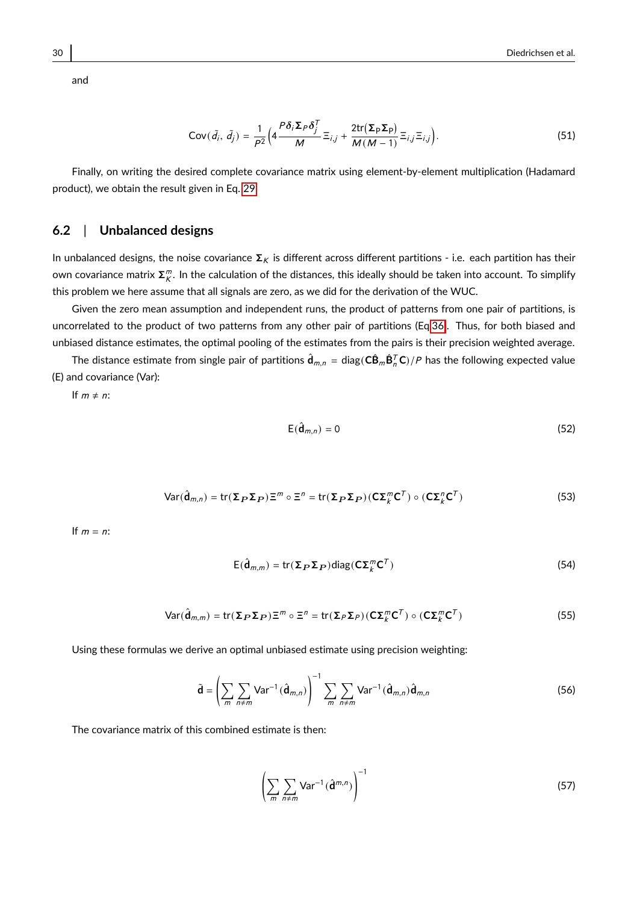and

$$\mathrm{Cov}(\tilde{d}_i,\ \tilde{d}_j) = \frac{1}{P^2}\Big(4\frac{P\boldsymbol{\delta}_i\boldsymbol{\Sigma}_P\boldsymbol{\delta}_j^T}{M}\Xi_{i,j} + \frac{2\mathrm{tr}\big(\boldsymbol{\Sigma}_P\boldsymbol{\Sigma}_P\big)}{M(M-1)}\Xi_{i,j}\Xi_{i,j}\Big). \tag{51}$$

Finally, on writing the desired complete covariance matrix using element-by-element multiplication (Hadamard product), we obtain the result given in Eq. 29.

## 6.2 | Unbalanced designs

In unbalanced designs, the noise covariance $\boldsymbol{\Sigma}_K$ is different across different partitions - i.e. each partition has their own covariance matrix $\boldsymbol{\Sigma}_K^m$. In the calculation of the distances, this ideally should be taken into account. To simplify this problem we here assume that all signals are zero, as we did for the derivation of the WUC.

Given the zero mean assumption and independent runs, the product of patterns from one pair of partitions, is uncorrelated to the product of two patterns from any other pair of partitions (Eq 36. Thus, for both biased and unbiased distance estimates, the optimal pooling of the estimates from the pairs is their precision weighted average.

The distance estimate from single pair of partitions $\hat{\mathbf{d}}_{m,n} = \mathrm{diag}(\mathbf{C}\hat{\mathbf{B}}_m\hat{\mathbf{B}}_n^T\mathbf{C})/P$ has the following expected value (E) and covariance (Var):

If $m \neq n$:

$$\mathrm{E}(\hat{\mathbf{d}}_{m,n}) = 0 \tag{52}$$

$$\mathrm{Var}(\hat{\mathbf{d}}_{m,n}) = \mathrm{tr}(\boldsymbol{\Sigma_P}\boldsymbol{\Sigma_P})\Xi^m \circ \Xi^n = \mathrm{tr}(\boldsymbol{\Sigma_P}\boldsymbol{\Sigma_P})(\mathbf{C}\boldsymbol{\Sigma}_k^m\mathbf{C}^T) \circ (\mathbf{C}\boldsymbol{\Sigma}_k^n\mathbf{C}^T) \tag{53}$$

If $m = n$:

$$\mathrm{E}(\hat{\mathbf{d}}_{m,m}) = \mathrm{tr}(\boldsymbol{\Sigma_P}\boldsymbol{\Sigma_P})\mathrm{diag}(\mathbf{C}\boldsymbol{\Sigma}_k^m\mathbf{C}^T) \tag{54}$$

$$\mathrm{Var}(\hat{\mathbf{d}}_{m,m}) = \mathrm{tr}(\boldsymbol{\Sigma_P}\boldsymbol{\Sigma_P})\Xi^m \circ \Xi^n = \mathrm{tr}(\boldsymbol{\Sigma}_P\boldsymbol{\Sigma}_P)(\mathbf{C}\boldsymbol{\Sigma}_k^m\mathbf{C}^T) \circ (\mathbf{C}\boldsymbol{\Sigma}_k^m\mathbf{C}^T) \tag{55}$$

Using these formulas we derive an optimal unbiased estimate using precision weighting:

$$\tilde{\mathbf{d}} = \left(\sum_m \sum_{n \neq m} \mathrm{Var}^{-1}(\hat{\mathbf{d}}_{m,n})\right)^{-1} \sum_m \sum_{n \neq m} \mathrm{Var}^{-1}(\hat{\mathbf{d}}_{m,n})\hat{\mathbf{d}}_{m,n} \tag{56}$$

The covariance matrix of this combined estimate is then:

$$\left(\sum_m \sum_{n \neq m} \mathrm{Var}^{-1}(\hat{\mathbf{d}}^{m,n})\right)^{-1} \tag{57}$$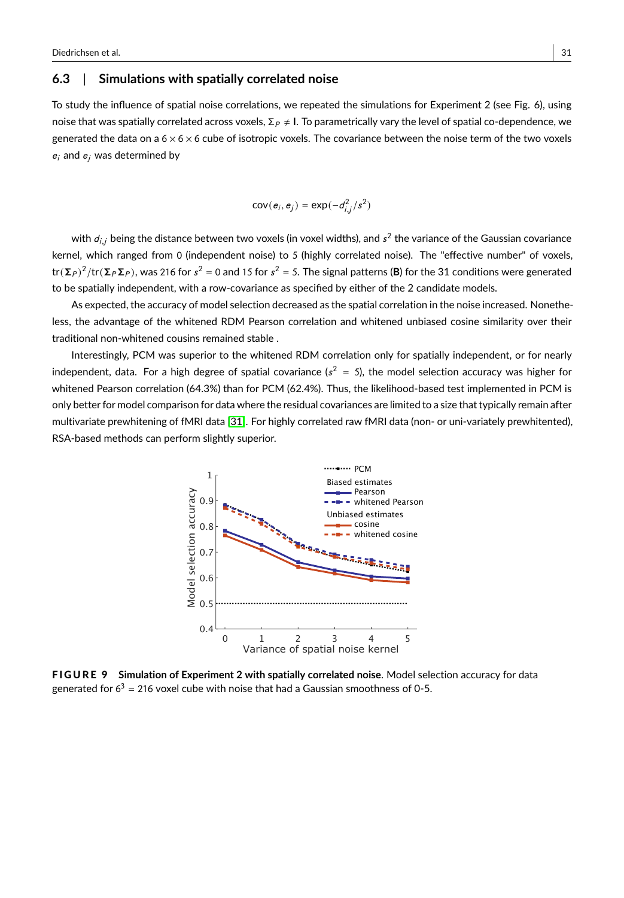## 6.3 | Simulations with spatially correlated noise

To study the influence of spatial noise correlations, we repeated the simulations for Experiment 2 (see Fig. 6), using noise that was spatially correlated across voxels, $\Sigma_P \neq \mathbf{I}$. To parametrically vary the level of spatial co-dependence, we generated the data on a $6 \times 6 \times 6$ cube of isotropic voxels. The covariance between the noise term of the two voxels $e_i$ and $e_j$ was determined by

$$\text{cov}(e_i, e_j) = \exp(-d_{i,j}^2 / s^2)$$

with $d_{i,j}$ being the distance between two voxels (in voxel widths), and $s^2$ the variance of the Gaussian covariance kernel, which ranged from 0 (independent noise) to 5 (highly correlated noise). The "effective number" of voxels, $\text{tr}(\mathbf{\Sigma}_P)^2 / \text{tr}(\mathbf{\Sigma}_P \mathbf{\Sigma}_P)$, was 216 for $s^2 = 0$ and 15 for $s^2 = 5$. The signal patterns (**B**) for the 31 conditions were generated to be spatially independent, with a row-covariance as specified by either of the 2 candidate models.

As expected, the accuracy of model selection decreased as the spatial correlation in the noise increased. Nonetheless, the advantage of the whitened RDM Pearson correlation and whitened unbiased cosine similarity over their traditional non-whitened cousins remained stable .

Interestingly, PCM was superior to the whitened RDM correlation only for spatially independent, or for nearly independent, data. For a high degree of spatial covariance ($s^2 = 5$), the model selection accuracy was higher for whitened Pearson correlation (64.3%) than for PCM (62.4%). Thus, the likelihood-based test implemented in PCM is only better for model comparison for data where the residual covariances are limited to a size that typically remain after multivariate prewhitening of fMRI data [31]. For highly correlated raw fMRI data (non- or uni-variately prewhitented), RSA-based methods can perform slightly superior.

PCM
Biased estimates
Pearson
whitened Pearson
Unbiased estimates
cosine
whitened cosine

Model selection accuracy
1
0.9
0.8
0.7
0.6
0.5
0.4

0 1 2 3 4 5
Variance of spatial noise kernel

**FIGURE 9 Simulation of Experiment 2 with spatially correlated noise**. Model selection accuracy for data generated for $6^3 = 216$ voxel cube with noise that had a Gaussian smoothness of 0-5.